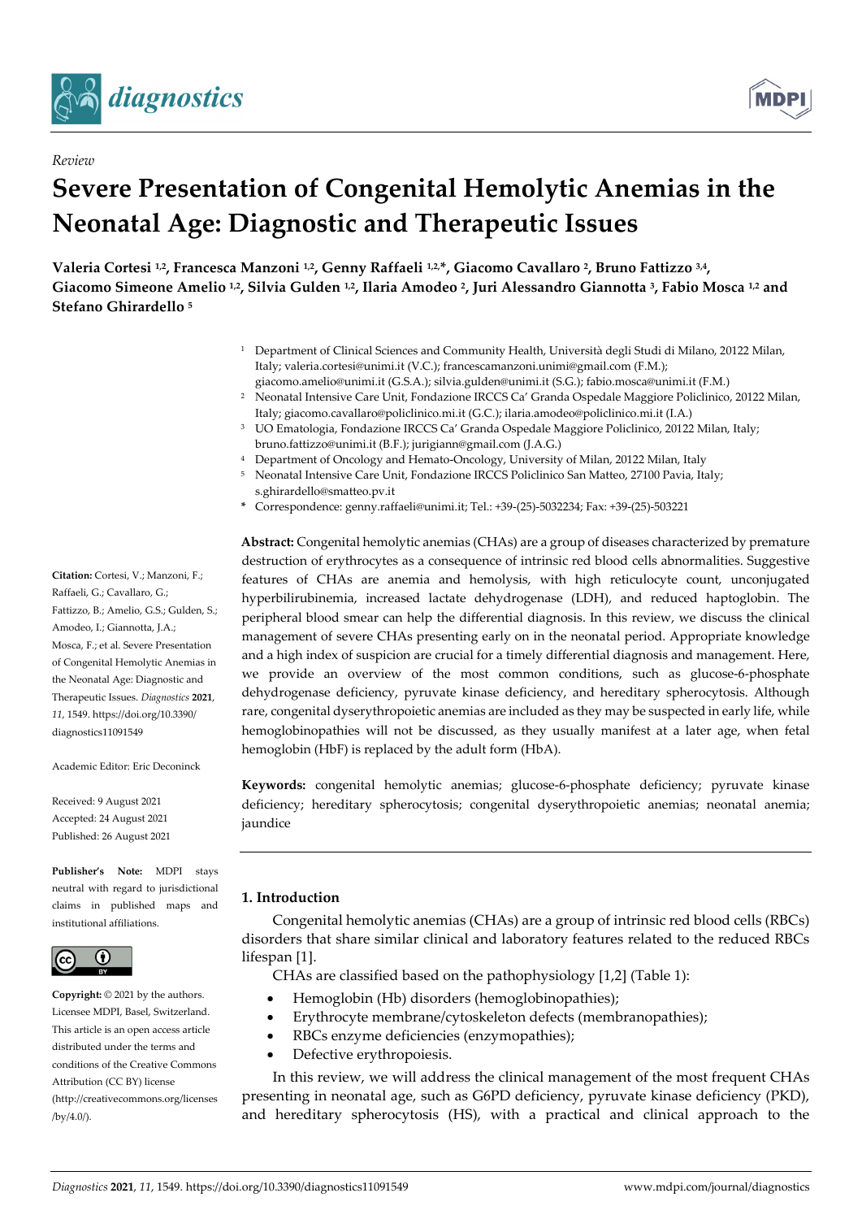*Review*

# Severe Presentation of Congenital Hemolytic Anemias in the Neonatal Age: Diagnostic and Therapeutic Issues

**Valeria Cortesi [1,2], Francesca Manzoni [1,2], Genny Raffaeli [1,2,*], Giacomo Cavallaro [2], Bruno Fattizzo [3,4], Giacomo Simeone Amelio [1,2], Silvia Gulden [1,2], Ilaria Amodeo [2], Juri Alessandro Giannotta [3], Fabio Mosca [1,2] and Stefano Ghirardello [5]**

[1] Department of Clinical Sciences and Community Health, Università degli Studi di Milano, 20122 Milan, Italy; valeria.cortesi@unimi.it (V.C.); francescamanzoni.unimi@gmail.com (F.M.); giacomo.amelio@unimi.it (G.S.A.); silvia.gulden@unimi.it (S.G.); fabio.mosca@unimi.it (F.M.)

[2] Neonatal Intensive Care Unit, Fondazione IRCCS Ca' Granda Ospedale Maggiore Policlinico, 20122 Milan, Italy; giacomo.cavallaro@policlinico.mi.it (G.C.); ilaria.amodeo@policlinico.mi.it (I.A.)

[3] UO Ematologia, Fondazione IRCCS Ca' Granda Ospedale Maggiore Policlinico, 20122 Milan, Italy; bruno.fattizzo@unimi.it (B.F.); jurigiann@gmail.com (J.A.G.)

[4] Department of Oncology and Hemato-Oncology, University of Milan, 20122 Milan, Italy

[5] Neonatal Intensive Care Unit, Fondazione IRCCS Policlinico San Matteo, 27100 Pavia, Italy; s.ghirardello@smatteo.pv.it

\* Correspondence: genny.raffaeli@unimi.it; Tel.: +39-(25)-5032234; Fax: +39-(25)-503221

**Citation:** Cortesi, V.; Manzoni, F.; Raffaeli, G.; Cavallaro, G.; Fattizzo, B.; Amelio, G.S.; Gulden, S.; Amodeo, I.; Giannotta, J.A.; Mosca, F.; et al. Severe Presentation of Congenital Hemolytic Anemias in the Neonatal Age: Diagnostic and Therapeutic Issues. *Diagnostics* **2021**, *11*, 1549. https://doi.org/10.3390/diagnostics11091549

Academic Editor: Eric Deconinck

Received: 9 August 2021
Accepted: 24 August 2021
Published: 26 August 2021

**Publisher's Note:** MDPI stays neutral with regard to jurisdictional claims in published maps and institutional affiliations.

**Copyright:** © 2021 by the authors. Licensee MDPI, Basel, Switzerland. This article is an open access article distributed under the terms and conditions of the Creative Commons Attribution (CC BY) license (http://creativecommons.org/licenses/by/4.0/).

**Abstract:** Congenital hemolytic anemias (CHAs) are a group of diseases characterized by premature destruction of erythrocytes as a consequence of intrinsic red blood cells abnormalities. Suggestive features of CHAs are anemia and hemolysis, with high reticulocyte count, unconjugated hyperbilirubinemia, increased lactate dehydrogenase (LDH), and reduced haptoglobin. The peripheral blood smear can help the differential diagnosis. In this review, we discuss the clinical management of severe CHAs presenting early on in the neonatal period. Appropriate knowledge and a high index of suspicion are crucial for a timely differential diagnosis and management. Here, we provide an overview of the most common conditions, such as glucose-6-phosphate dehydrogenase deficiency, pyruvate kinase deficiency, and hereditary spherocytosis. Although rare, congenital dyserythropoietic anemias are included as they may be suspected in early life, while hemoglobinopathies will not be discussed, as they usually manifest at a later age, when fetal hemoglobin (HbF) is replaced by the adult form (HbA).

**Keywords:** congenital hemolytic anemias; glucose-6-phosphate deficiency; pyruvate kinase deficiency; hereditary spherocytosis; congenital dyserythropoietic anemias; neonatal anemia; jaundice

## 1. Introduction

Congenital hemolytic anemias (CHAs) are a group of intrinsic red blood cells (RBCs) disorders that share similar clinical and laboratory features related to the reduced RBCs lifespan [1].

CHAs are classified based on the pathophysiology [1,2] (Table 1):

- Hemoglobin (Hb) disorders (hemoglobinopathies);
- Erythrocyte membrane/cytoskeleton defects (membranopathies);
- RBCs enzyme deficiencies (enzymopathies);
- Defective erythropoiesis.

In this review, we will address the clinical management of the most frequent CHAs presenting in neonatal age, such as G6PD deficiency, pyruvate kinase deficiency (PKD), and hereditary spherocytosis (HS), with a practical and clinical approach to the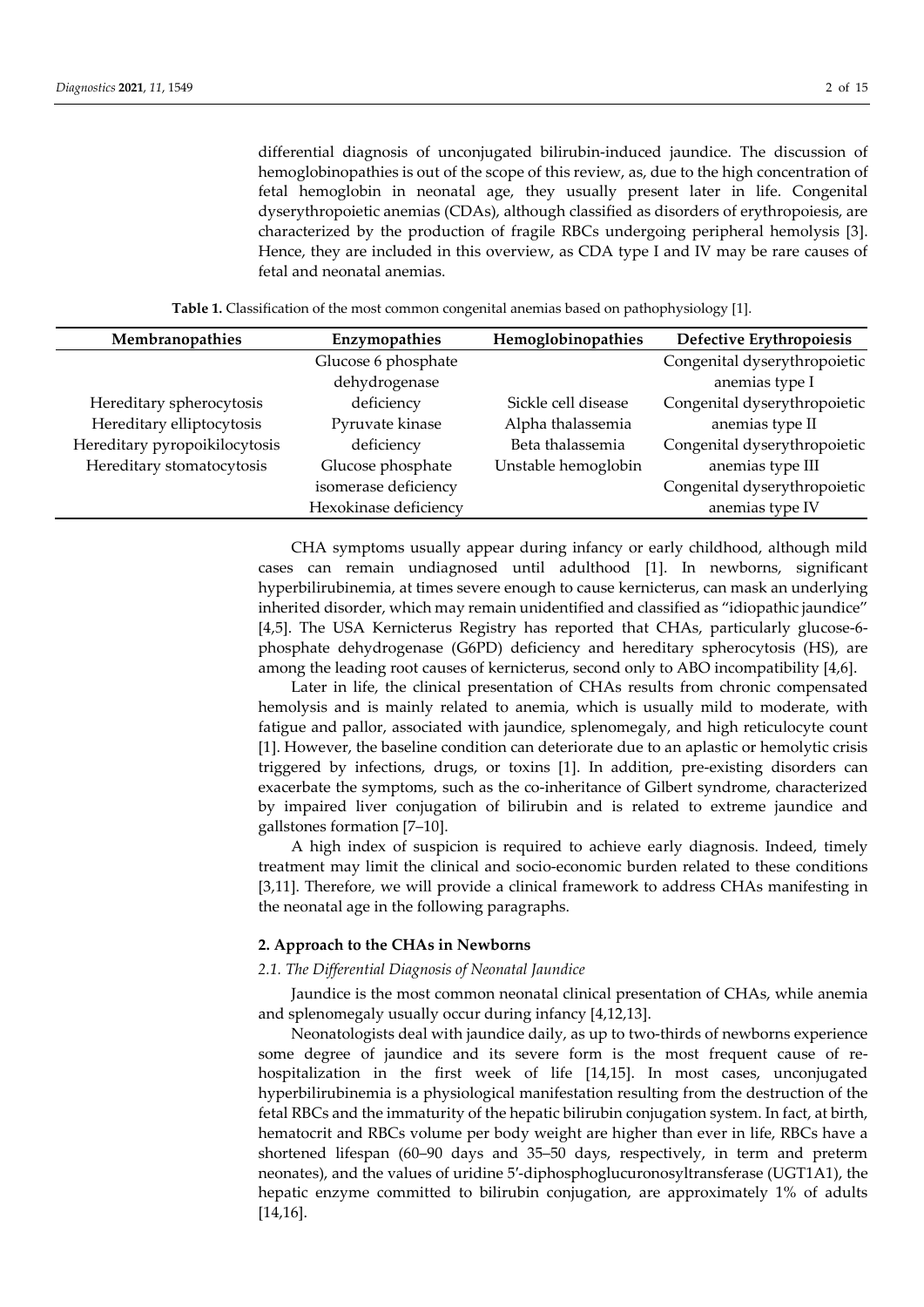differential diagnosis of unconjugated bilirubin-induced jaundice. The discussion of hemoglobinopathies is out of the scope of this review, as, due to the high concentration of fetal hemoglobin in neonatal age, they usually present later in life. Congenital dyserythropoietic anemias (CDAs), although classified as disorders of erythropoiesis, are characterized by the production of fragile RBCs undergoing peripheral hemolysis [3]. Hence, they are included in this overview, as CDA type I and IV may be rare causes of fetal and neonatal anemias.

**Table 1.** Classification of the most common congenital anemias based on pathophysiology [1].

| Membranopathies | Enzymopathies | Hemoglobinopathies | Defective Erythropoiesis |
|---|---|---|---|
| Hereditary spherocytosis | Glucose 6 phosphate dehydrogenase deficiency | Sickle cell disease | Congenital dyserythropoietic anemias type I |
| Hereditary elliptocytosis | Pyruvate kinase deficiency | Alpha thalassemia | Congenital dyserythropoietic anemias type II |
| Hereditary pyropoikilocytosis | Glucose phosphate isomerase deficiency | Beta thalassemia | Congenital dyserythropoietic anemias type III |
| Hereditary stomatocytosis | Hexokinase deficiency | Unstable hemoglobin | Congenital dyserythropoietic anemias type IV |

CHA symptoms usually appear during infancy or early childhood, although mild cases can remain undiagnosed until adulthood [1]. In newborns, significant hyperbilirubinemia, at times severe enough to cause kernicterus, can mask an underlying inherited disorder, which may remain unidentified and classified as "idiopathic jaundice" [4,5]. The USA Kernicterus Registry has reported that CHAs, particularly glucose-6-phosphate dehydrogenase (G6PD) deficiency and hereditary spherocytosis (HS), are among the leading root causes of kernicterus, second only to ABO incompatibility [4,6].

Later in life, the clinical presentation of CHAs results from chronic compensated hemolysis and is mainly related to anemia, which is usually mild to moderate, with fatigue and pallor, associated with jaundice, splenomegaly, and high reticulocyte count [1]. However, the baseline condition can deteriorate due to an aplastic or hemolytic crisis triggered by infections, drugs, or toxins [1]. In addition, pre-existing disorders can exacerbate the symptoms, such as the co-inheritance of Gilbert syndrome, characterized by impaired liver conjugation of bilirubin and is related to extreme jaundice and gallstones formation [7–10].

A high index of suspicion is required to achieve early diagnosis. Indeed, timely treatment may limit the clinical and socio-economic burden related to these conditions [3,11]. Therefore, we will provide a clinical framework to address CHAs manifesting in the neonatal age in the following paragraphs.

## 2. Approach to the CHAs in Newborns

### *2.1. The Differential Diagnosis of Neonatal Jaundice*

Jaundice is the most common neonatal clinical presentation of CHAs, while anemia and splenomegaly usually occur during infancy [4,12,13].

Neonatologists deal with jaundice daily, as up to two-thirds of newborns experience some degree of jaundice and its severe form is the most frequent cause of re-hospitalization in the first week of life [14,15]. In most cases, unconjugated hyperbilirubinemia is a physiological manifestation resulting from the destruction of the fetal RBCs and the immaturity of the hepatic bilirubin conjugation system. In fact, at birth, hematocrit and RBCs volume per body weight are higher than ever in life, RBCs have a shortened lifespan (60–90 days and 35–50 days, respectively, in term and preterm neonates), and the values of uridine 5′-diphosphoglucuronosyltransferase (UGT1A1), the hepatic enzyme committed to bilirubin conjugation, are approximately 1% of adults [14,16].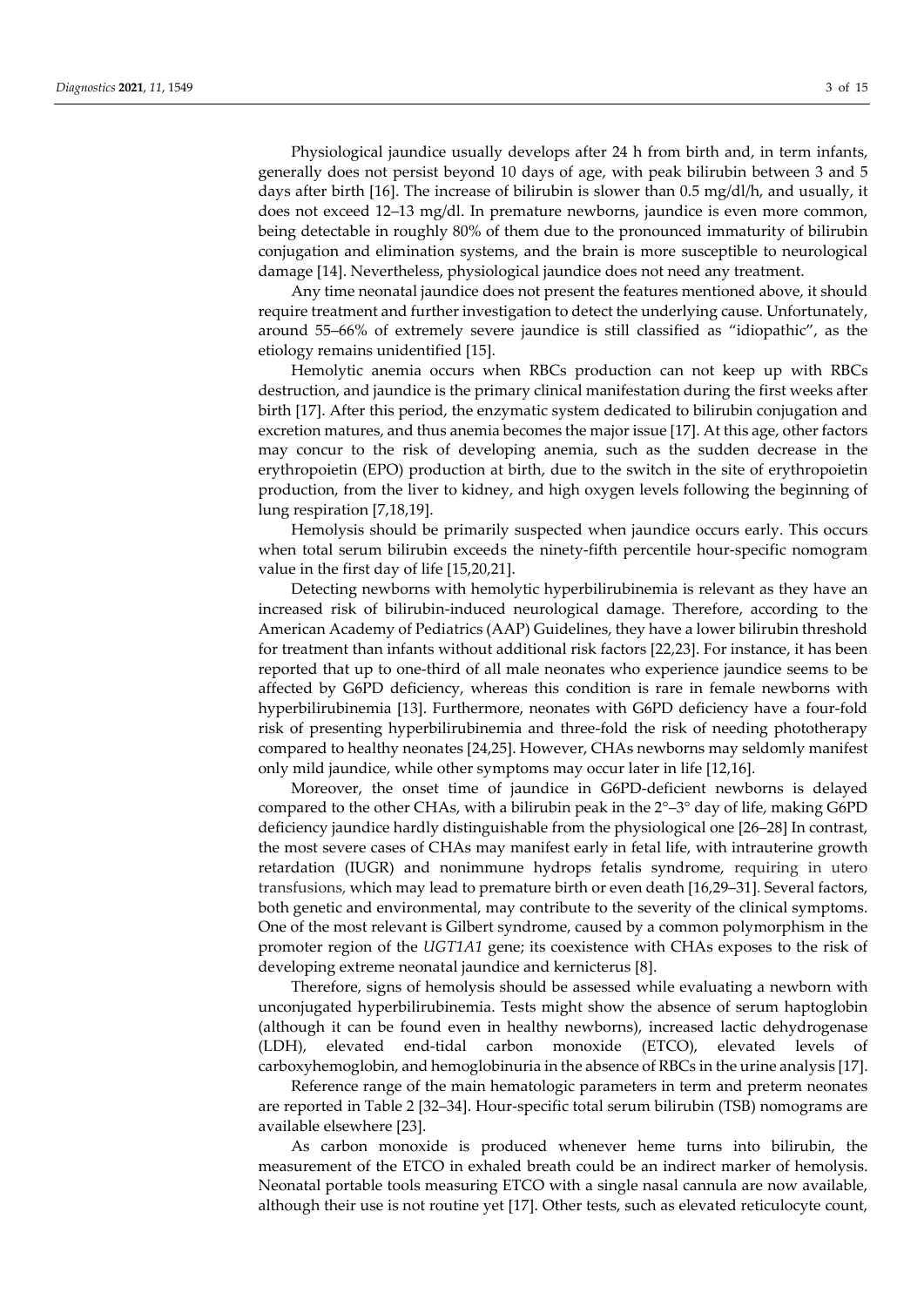Physiological jaundice usually develops after 24 h from birth and, in term infants, generally does not persist beyond 10 days of age, with peak bilirubin between 3 and 5 days after birth [16]. The increase of bilirubin is slower than 0.5 mg/dl/h, and usually, it does not exceed 12–13 mg/dl. In premature newborns, jaundice is even more common, being detectable in roughly 80% of them due to the pronounced immaturity of bilirubin conjugation and elimination systems, and the brain is more susceptible to neurological damage [14]. Nevertheless, physiological jaundice does not need any treatment.

Any time neonatal jaundice does not present the features mentioned above, it should require treatment and further investigation to detect the underlying cause. Unfortunately, around 55–66% of extremely severe jaundice is still classified as "idiopathic", as the etiology remains unidentified [15].

Hemolytic anemia occurs when RBCs production can not keep up with RBCs destruction, and jaundice is the primary clinical manifestation during the first weeks after birth [17]. After this period, the enzymatic system dedicated to bilirubin conjugation and excretion matures, and thus anemia becomes the major issue [17]. At this age, other factors may concur to the risk of developing anemia, such as the sudden decrease in the erythropoietin (EPO) production at birth, due to the switch in the site of erythropoietin production, from the liver to kidney, and high oxygen levels following the beginning of lung respiration [7,18,19].

Hemolysis should be primarily suspected when jaundice occurs early. This occurs when total serum bilirubin exceeds the ninety-fifth percentile hour-specific nomogram value in the first day of life [15,20,21].

Detecting newborns with hemolytic hyperbilirubinemia is relevant as they have an increased risk of bilirubin-induced neurological damage. Therefore, according to the American Academy of Pediatrics (AAP) Guidelines, they have a lower bilirubin threshold for treatment than infants without additional risk factors [22,23]. For instance, it has been reported that up to one-third of all male neonates who experience jaundice seems to be affected by G6PD deficiency, whereas this condition is rare in female newborns with hyperbilirubinemia [13]. Furthermore, neonates with G6PD deficiency have a four-fold risk of presenting hyperbilirubinemia and three-fold the risk of needing phototherapy compared to healthy neonates [24,25]. However, CHAs newborns may seldomly manifest only mild jaundice, while other symptoms may occur later in life [12,16].

Moreover, the onset time of jaundice in G6PD-deficient newborns is delayed compared to the other CHAs, with a bilirubin peak in the 2°–3° day of life, making G6PD deficiency jaundice hardly distinguishable from the physiological one [26–28] In contrast, the most severe cases of CHAs may manifest early in fetal life, with intrauterine growth retardation (IUGR) and nonimmune hydrops fetalis syndrome, requiring in utero transfusions, which may lead to premature birth or even death [16,29–31]. Several factors, both genetic and environmental, may contribute to the severity of the clinical symptoms. One of the most relevant is Gilbert syndrome, caused by a common polymorphism in the promoter region of the *UGT1A1* gene; its coexistence with CHAs exposes to the risk of developing extreme neonatal jaundice and kernicterus [8].

Therefore, signs of hemolysis should be assessed while evaluating a newborn with unconjugated hyperbilirubinemia. Tests might show the absence of serum haptoglobin (although it can be found even in healthy newborns), increased lactic dehydrogenase (LDH), elevated end-tidal carbon monoxide (ETCO), elevated levels of carboxyhemoglobin, and hemoglobinuria in the absence of RBCs in the urine analysis [17].

Reference range of the main hematologic parameters in term and preterm neonates are reported in Table 2 [32–34]. Hour-specific total serum bilirubin (TSB) nomograms are available elsewhere [23].

As carbon monoxide is produced whenever heme turns into bilirubin, the measurement of the ETCO in exhaled breath could be an indirect marker of hemolysis. Neonatal portable tools measuring ETCO with a single nasal cannula are now available, although their use is not routine yet [17]. Other tests, such as elevated reticulocyte count,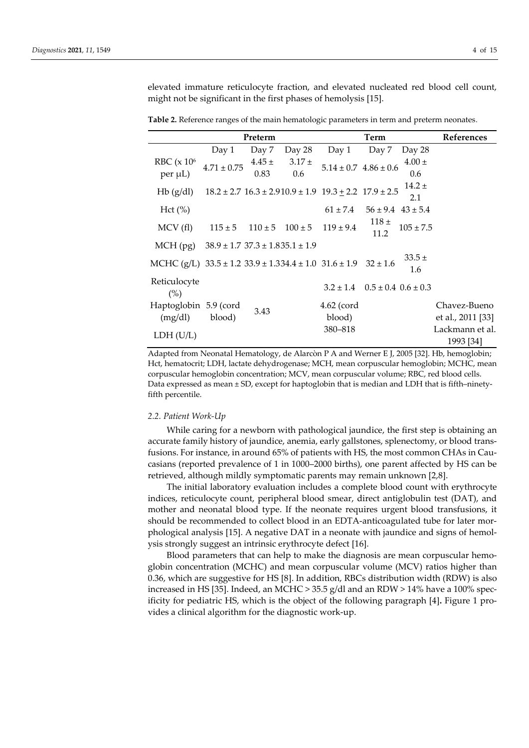elevated immature reticulocyte fraction, and elevated nucleated red blood cell count, might not be significant in the first phases of hemolysis [15].

**Table 2.** Reference ranges of the main hematologic parameters in term and preterm neonates.

| | Preterm | | | Term | | | References |
|---|---|---|---|---|---|---|---|
| | Day 1 | Day 7 | Day 28 | Day 1 | Day 7 | Day 28 | |
| RBC (x $10^6$ per μL) | 4.71 ± 0.75 | 4.45 ± 0.83 | 3.17 ± 0.6 | 5.14 ± 0.7 | 4.86 ± 0.6 | 4.00 ± 0.6 | |
| Hb (g/dl) | 18.2 ± 2.7 | 16.3 ± 2.9 | 10.9 ± 1.9 | 19.3 ± 2.2 | 17.9 ± 2.5 | 14.2 ± 2.1 | |
| Hct (%) | | | | 61 ± 7.4 | 56 ± 9.4 | 43 ± 5.4 | |
| MCV (fl) | 115 ± 5 | 110 ± 5 | 100 ± 5 | 119 ± 9.4 | 118 ± 11.2 | 105 ± 7.5 | |
| MCH (pg) | 38.9 ± 1.7 | 37.3 ± 1.8 | 35.1 ± 1.9 | | | | |
| MCHC (g/L) | 33.5 ± 1.2 | 33.9 ± 1.3 | 34.4 ± 1.0 | 31.6 ± 1.9 | 32 ± 1.6 | 33.5 ± 1.6 | |
| Reticulocyte (%) | | | | 3.2 ± 1.4 | 0.5 ± 0.4 | 0.6 ± 0.3 | |
| Haptoglobin (mg/dl) | 5.9 (cord blood) | 3.43 | | 4.62 (cord blood) | | | Chavez-Bueno et al., 2011 [33] |
| LDH (U/L) | | | | 380–818 | | | Lackmann et al. 1993 [34] |

Adapted from Neonatal Hematology, de Alarcòn P A and Werner E J, 2005 [32]. Hb, hemoglobin; Hct, hematocrit; LDH, lactate dehydrogenase; MCH, mean corpuscular hemoglobin; MCHC, mean corpuscular hemoglobin concentration; MCV, mean corpuscular volume; RBC, red blood cells. Data expressed as mean ± SD, except for haptoglobin that is median and LDH that is fifth–ninety-fifth percentile.

### 2.2. Patient Work-Up

While caring for a newborn with pathological jaundice, the first step is obtaining an accurate family history of jaundice, anemia, early gallstones, splenectomy, or blood transfusions. For instance, in around 65% of patients with HS, the most common CHAs in Caucasians (reported prevalence of 1 in 1000–2000 births), one parent affected by HS can be retrieved, although mildly symptomatic parents may remain unknown [2,8].

The initial laboratory evaluation includes a complete blood count with erythrocyte indices, reticulocyte count, peripheral blood smear, direct antiglobulin test (DAT), and mother and neonatal blood type. If the neonate requires urgent blood transfusions, it should be recommended to collect blood in an EDTA-anticoagulated tube for later morphological analysis [15]. A negative DAT in a neonate with jaundice and signs of hemolysis strongly suggest an intrinsic erythrocyte defect [16].

Blood parameters that can help to make the diagnosis are mean corpuscular hemoglobin concentration (MCHC) and mean corpuscular volume (MCV) ratios higher than 0.36, which are suggestive for HS [8]. In addition, RBCs distribution width (RDW) is also increased in HS [35]. Indeed, an MCHC > 35.5 g/dl and an RDW > 14% have a 100% specificity for pediatric HS, which is the object of the following paragraph [4]. Figure 1 provides a clinical algorithm for the diagnostic work-up.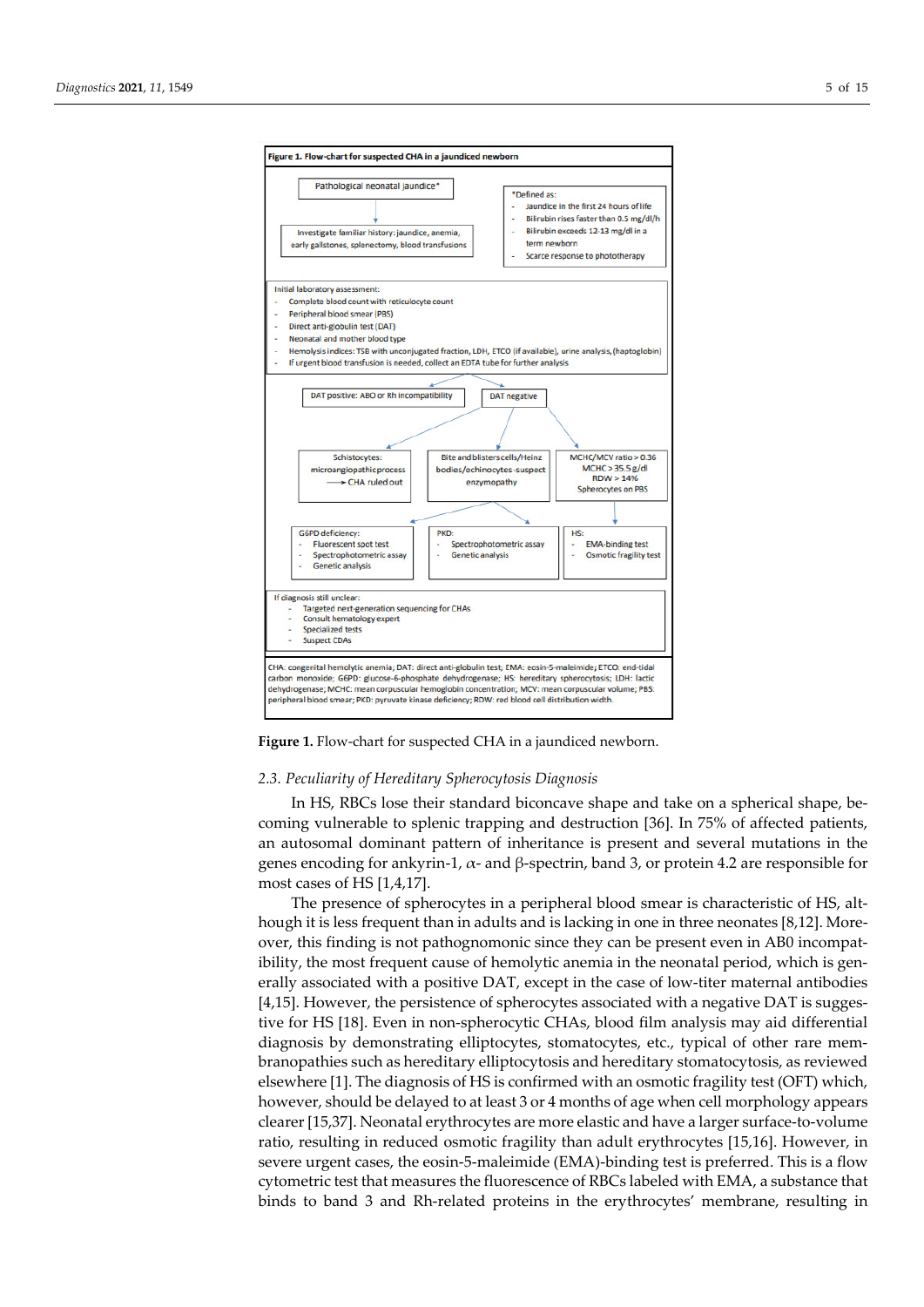**Figure 1. Flow-chart for suspected CHA in a jaundiced newborn**

Pathological neonatal jaundice*

Investigate familiar history: jaundice, anemia, early gallstones, splenectomy, blood transfusions

*Defined as:
- Jaundice in the first 24 hours of life
- Bilirubin rises faster than 0.5 mg/dl/h
- Bilirubin exceeds 12-13 mg/dl in a term newborn
- Scarce response to phototherapy

Initial laboratory assessment:
- Complete blood count with reticulocyte count
- Peripheral blood smear (PBS)
- Direct anti-globulin test (DAT)
- Neonatal and mother blood type
- Hemolysis indices: TSB with unconjugated fraction, LDH, ETCO (if available), urine analysis, (haptoglobin)
- If urgent blood transfusion is needed, collect an EDTA tube for further analysis

DAT positive: ABO or Rh incompatibility

DAT negative

Schistocytes: microangiopathic process → CHA ruled out

Bite and blisters cells/Heinz bodies/echinocytes-suspect enzymopathy

MCHC/MCV ratio > 0.36
MCHC > 35.5 g/dl
RDW > 14%
Spherocytes on PBS

G6PD deficiency:
- Fluorescent spot test
- Spectrophotometric assay
- Genetic analysis

PKD:
- Spectrophotometric assay
- Genetic analysis

HS:
- EMA-binding test
- Osmotic fragility test

If diagnosis still unclear:
- Targeted next-generation sequencing for CHAs
- Consult hematology expert
- Specialized tests
- Suspect CDAs

CHA: congenital hemolytic anemia; DAT: direct anti-globulin test; EMA: eosin-5-maleimide; ETCO: end-tidal carbon monoxide; G6PD: glucose-6-phosphate dehydrogenase; HS: hereditary spherocytosis; LDH: lactic dehydrogenase; MCHC: mean corpuscular hemoglobin concentration; MCV: mean corpuscular volume; PBS: peripheral blood smear; PKD: pyruvate kinase deficiency; RDW: red blood cell distribution width.

**Figure 1.** Flow-chart for suspected CHA in a jaundiced newborn.

### 2.3. Peculiarity of Hereditary Spherocytosis Diagnosis

In HS, RBCs lose their standard biconcave shape and take on a spherical shape, becoming vulnerable to splenic trapping and destruction [36]. In 75% of affected patients, an autosomal dominant pattern of inheritance is present and several mutations in the genes encoding for ankyrin-1, α- and β-spectrin, band 3, or protein 4.2 are responsible for most cases of HS [1,4,17].

The presence of spherocytes in a peripheral blood smear is characteristic of HS, although it is less frequent than in adults and is lacking in one in three neonates [8,12]. Moreover, this finding is not pathognomonic since they can be present even in AB0 incompatibility, the most frequent cause of hemolytic anemia in the neonatal period, which is generally associated with a positive DAT, except in the case of low-titer maternal antibodies [4,15]. However, the persistence of spherocytes associated with a negative DAT is suggestive for HS [18]. Even in non-spherocytic CHAs, blood film analysis may aid differential diagnosis by demonstrating elliptocytes, stomatocytes, etc., typical of other rare membranopathies such as hereditary elliptocytosis and hereditary stomatocytosis, as reviewed elsewhere [1]. The diagnosis of HS is confirmed with an osmotic fragility test (OFT) which, however, should be delayed to at least 3 or 4 months of age when cell morphology appears clearer [15,37]. Neonatal erythrocytes are more elastic and have a larger surface-to-volume ratio, resulting in reduced osmotic fragility than adult erythrocytes [15,16]. However, in severe urgent cases, the eosin-5-maleimide (EMA)-binding test is preferred. This is a flow cytometric test that measures the fluorescence of RBCs labeled with EMA, a substance that binds to band 3 and Rh-related proteins in the erythrocytes' membrane, resulting in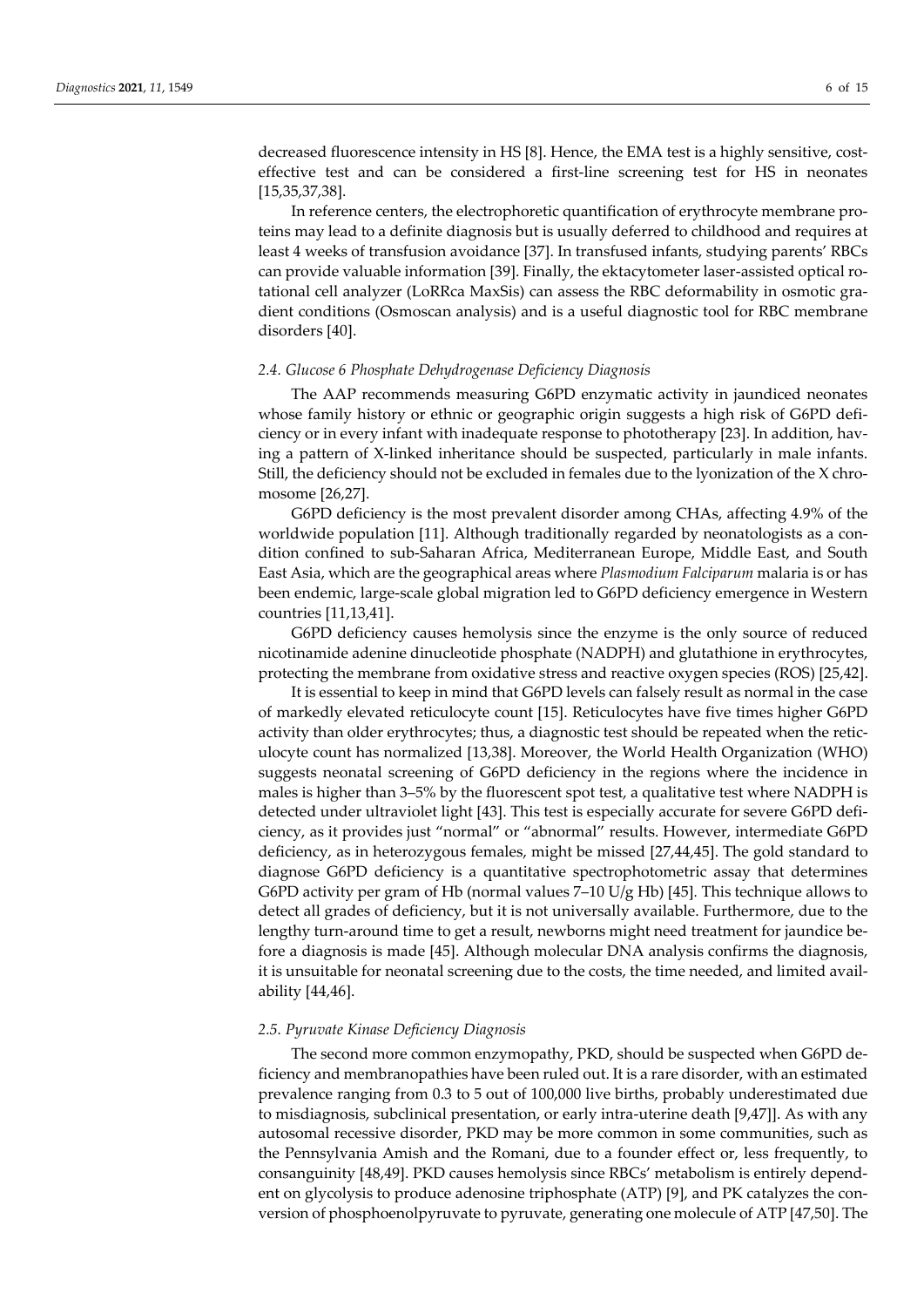decreased fluorescence intensity in HS [8]. Hence, the EMA test is a highly sensitive, cost-effective test and can be considered a first-line screening test for HS in neonates [15,35,37,38].

In reference centers, the electrophoretic quantification of erythrocyte membrane proteins may lead to a definite diagnosis but is usually deferred to childhood and requires at least 4 weeks of transfusion avoidance [37]. In transfused infants, studying parents' RBCs can provide valuable information [39]. Finally, the ektacytometer laser-assisted optical rotational cell analyzer (LoRRca MaxSis) can assess the RBC deformability in osmotic gradient conditions (Osmoscan analysis) and is a useful diagnostic tool for RBC membrane disorders [40].

### 2.4. Glucose 6 Phosphate Dehydrogenase Deficiency Diagnosis

The AAP recommends measuring G6PD enzymatic activity in jaundiced neonates whose family history or ethnic or geographic origin suggests a high risk of G6PD deficiency or in every infant with inadequate response to phototherapy [23]. In addition, having a pattern of X-linked inheritance should be suspected, particularly in male infants. Still, the deficiency should not be excluded in females due to the lyonization of the X chromosome [26,27].

G6PD deficiency is the most prevalent disorder among CHAs, affecting 4.9% of the worldwide population [11]. Although traditionally regarded by neonatologists as a condition confined to sub-Saharan Africa, Mediterranean Europe, Middle East, and South East Asia, which are the geographical areas where *Plasmodium Falciparum* malaria is or has been endemic, large-scale global migration led to G6PD deficiency emergence in Western countries [11,13,41].

G6PD deficiency causes hemolysis since the enzyme is the only source of reduced nicotinamide adenine dinucleotide phosphate (NADPH) and glutathione in erythrocytes, protecting the membrane from oxidative stress and reactive oxygen species (ROS) [25,42].

It is essential to keep in mind that G6PD levels can falsely result as normal in the case of markedly elevated reticulocyte count [15]. Reticulocytes have five times higher G6PD activity than older erythrocytes; thus, a diagnostic test should be repeated when the reticulocyte count has normalized [13,38]. Moreover, the World Health Organization (WHO) suggests neonatal screening of G6PD deficiency in the regions where the incidence in males is higher than 3–5% by the fluorescent spot test, a qualitative test where NADPH is detected under ultraviolet light [43]. This test is especially accurate for severe G6PD deficiency, as it provides just "normal" or "abnormal" results. However, intermediate G6PD deficiency, as in heterozygous females, might be missed [27,44,45]. The gold standard to diagnose G6PD deficiency is a quantitative spectrophotometric assay that determines G6PD activity per gram of Hb (normal values 7–10 U/g Hb) [45]. This technique allows to detect all grades of deficiency, but it is not universally available. Furthermore, due to the lengthy turn-around time to get a result, newborns might need treatment for jaundice before a diagnosis is made [45]. Although molecular DNA analysis confirms the diagnosis, it is unsuitable for neonatal screening due to the costs, the time needed, and limited availability [44,46].

### 2.5. Pyruvate Kinase Deficiency Diagnosis

The second more common enzymopathy, PKD, should be suspected when G6PD deficiency and membranopathies have been ruled out. It is a rare disorder, with an estimated prevalence ranging from 0.3 to 5 out of 100,000 live births, probably underestimated due to misdiagnosis, subclinical presentation, or early intra-uterine death [9,47]]. As with any autosomal recessive disorder, PKD may be more common in some communities, such as the Pennsylvania Amish and the Romani, due to a founder effect or, less frequently, to consanguinity [48,49]. PKD causes hemolysis since RBCs' metabolism is entirely dependent on glycolysis to produce adenosine triphosphate (ATP) [9], and PK catalyzes the conversion of phosphoenolpyruvate to pyruvate, generating one molecule of ATP [47,50]. The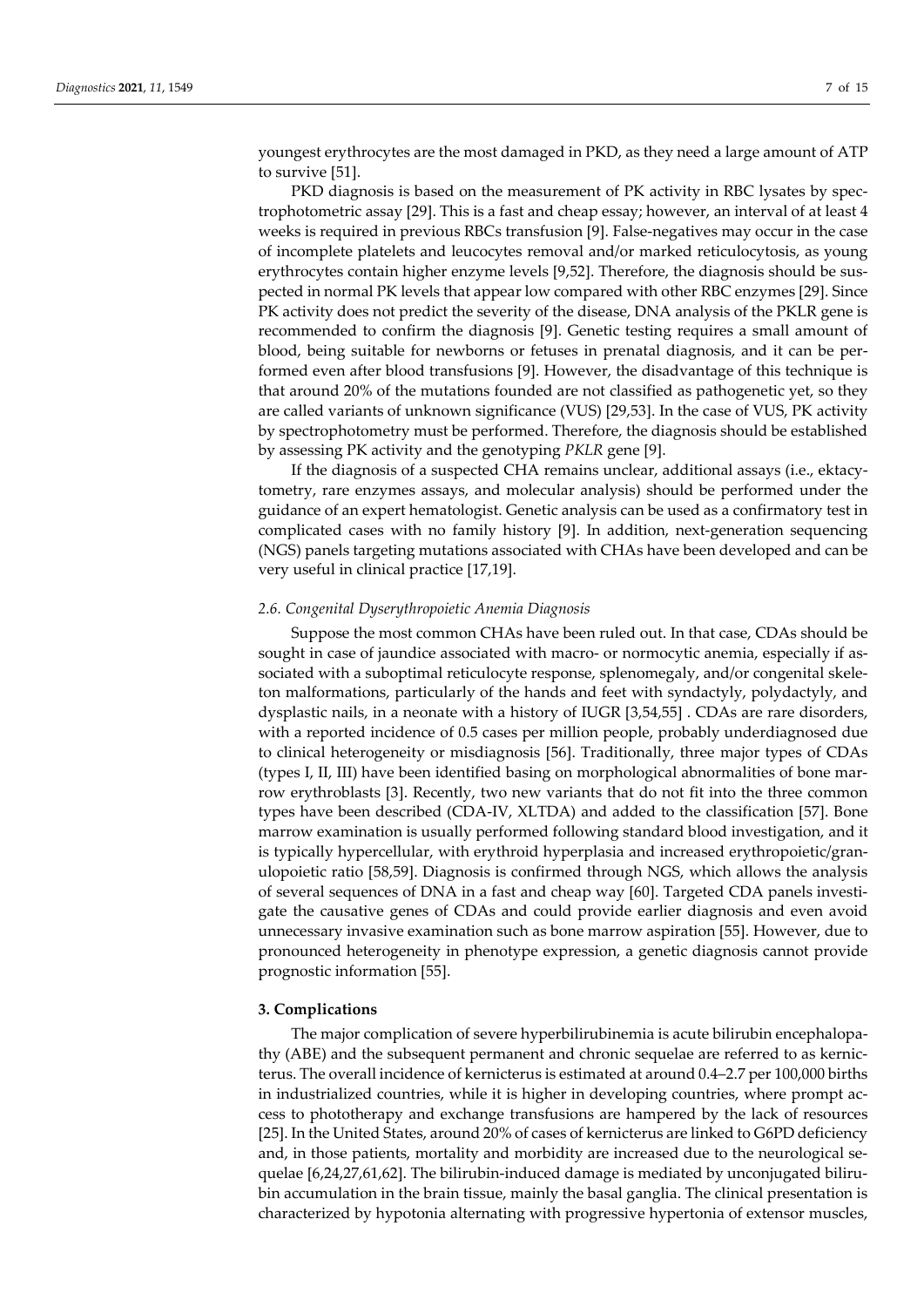youngest erythrocytes are the most damaged in PKD, as they need a large amount of ATP to survive [51].

PKD diagnosis is based on the measurement of PK activity in RBC lysates by spectrophotometric assay [29]. This is a fast and cheap essay; however, an interval of at least 4 weeks is required in previous RBCs transfusion [9]. False-negatives may occur in the case of incomplete platelets and leucocytes removal and/or marked reticulocytosis, as young erythrocytes contain higher enzyme levels [9,52]. Therefore, the diagnosis should be suspected in normal PK levels that appear low compared with other RBC enzymes [29]. Since PK activity does not predict the severity of the disease, DNA analysis of the PKLR gene is recommended to confirm the diagnosis [9]. Genetic testing requires a small amount of blood, being suitable for newborns or fetuses in prenatal diagnosis, and it can be performed even after blood transfusions [9]. However, the disadvantage of this technique is that around 20% of the mutations founded are not classified as pathogenetic yet, so they are called variants of unknown significance (VUS) [29,53]. In the case of VUS, PK activity by spectrophotometry must be performed. Therefore, the diagnosis should be established by assessing PK activity and the genotyping *PKLR* gene [9].

If the diagnosis of a suspected CHA remains unclear, additional assays (i.e., ektacytometry, rare enzymes assays, and molecular analysis) should be performed under the guidance of an expert hematologist. Genetic analysis can be used as a confirmatory test in complicated cases with no family history [9]. In addition, next-generation sequencing (NGS) panels targeting mutations associated with CHAs have been developed and can be very useful in clinical practice [17,19].

### *2.6. Congenital Dyserythropoietic Anemia Diagnosis*

Suppose the most common CHAs have been ruled out. In that case, CDAs should be sought in case of jaundice associated with macro- or normocytic anemia, especially if associated with a suboptimal reticulocyte response, splenomegaly, and/or congenital skeleton malformations, particularly of the hands and feet with syndactyly, polydactyly, and dysplastic nails, in a neonate with a history of IUGR [3,54,55] . CDAs are rare disorders, with a reported incidence of 0.5 cases per million people, probably underdiagnosed due to clinical heterogeneity or misdiagnosis [56]. Traditionally, three major types of CDAs (types I, II, III) have been identified basing on morphological abnormalities of bone marrow erythroblasts [3]. Recently, two new variants that do not fit into the three common types have been described (CDA-IV, XLTDA) and added to the classification [57]. Bone marrow examination is usually performed following standard blood investigation, and it is typically hypercellular, with erythroid hyperplasia and increased erythropoietic/granulopoietic ratio [58,59]. Diagnosis is confirmed through NGS, which allows the analysis of several sequences of DNA in a fast and cheap way [60]. Targeted CDA panels investigate the causative genes of CDAs and could provide earlier diagnosis and even avoid unnecessary invasive examination such as bone marrow aspiration [55]. However, due to pronounced heterogeneity in phenotype expression, a genetic diagnosis cannot provide prognostic information [55].

## 3. Complications

The major complication of severe hyperbilirubinemia is acute bilirubin encephalopathy (ABE) and the subsequent permanent and chronic sequelae are referred to as kernicterus. The overall incidence of kernicterus is estimated at around 0.4–2.7 per 100,000 births in industrialized countries, while it is higher in developing countries, where prompt access to phototherapy and exchange transfusions are hampered by the lack of resources [25]. In the United States, around 20% of cases of kernicterus are linked to G6PD deficiency and, in those patients, mortality and morbidity are increased due to the neurological sequelae [6,24,27,61,62]. The bilirubin-induced damage is mediated by unconjugated bilirubin accumulation in the brain tissue, mainly the basal ganglia. The clinical presentation is characterized by hypotonia alternating with progressive hypertonia of extensor muscles,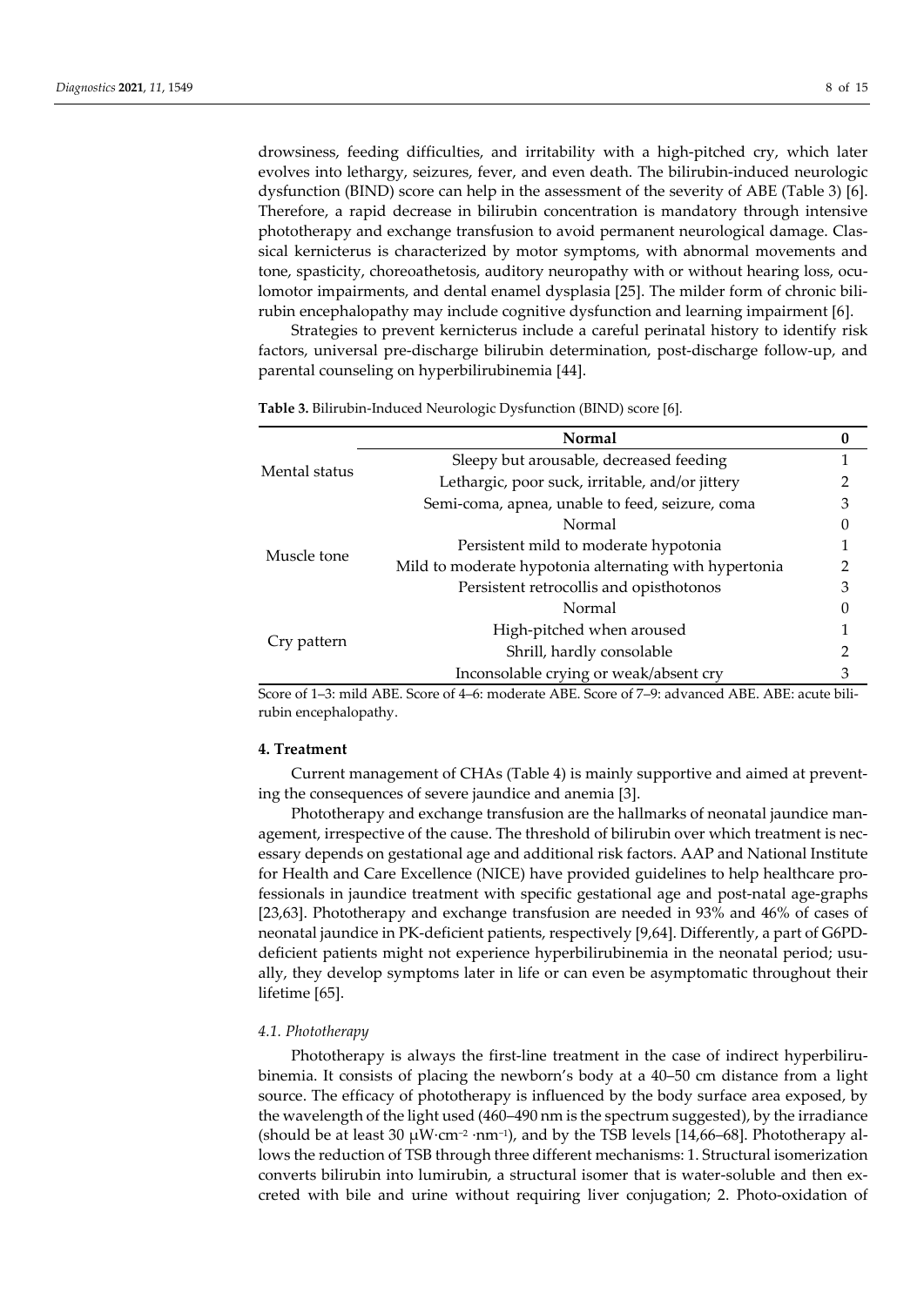drowsiness, feeding difficulties, and irritability with a high-pitched cry, which later evolves into lethargy, seizures, fever, and even death. The bilirubin-induced neurologic dysfunction (BIND) score can help in the assessment of the severity of ABE (Table 3) [6]. Therefore, a rapid decrease in bilirubin concentration is mandatory through intensive phototherapy and exchange transfusion to avoid permanent neurological damage. Classical kernicterus is characterized by motor symptoms, with abnormal movements and tone, spasticity, choreoathetosis, auditory neuropathy with or without hearing loss, oculomotor impairments, and dental enamel dysplasia [25]. The milder form of chronic bilirubin encephalopathy may include cognitive dysfunction and learning impairment [6].

Strategies to prevent kernicterus include a careful perinatal history to identify risk factors, universal pre-discharge bilirubin determination, post-discharge follow-up, and parental counseling on hyperbilirubinemia [44].

**Table 3.** Bilirubin-Induced Neurologic Dysfunction (BIND) score [6].

| | Normal | 0 |
|---|---|---|
| Mental status | Sleepy but arousable, decreased feeding | 1 |
| | Lethargic, poor suck, irritable, and/or jittery | 2 |
| | Semi-coma, apnea, unable to feed, seizure, coma | 3 |
| Muscle tone | Normal | 0 |
| | Persistent mild to moderate hypotonia | 1 |
| | Mild to moderate hypotonia alternating with hypertonia | 2 |
| | Persistent retrocollis and opisthotonos | 3 |
| Cry pattern | Normal | 0 |
| | High-pitched when aroused | 1 |
| | Shrill, hardly consolable | 2 |
| | Inconsolable crying or weak/absent cry | 3 |

Score of 1–3: mild ABE. Score of 4–6: moderate ABE. Score of 7–9: advanced ABE. ABE: acute bilirubin encephalopathy.

## 4. Treatment

Current management of CHAs (Table 4) is mainly supportive and aimed at preventing the consequences of severe jaundice and anemia [3].

Phototherapy and exchange transfusion are the hallmarks of neonatal jaundice management, irrespective of the cause. The threshold of bilirubin over which treatment is necessary depends on gestational age and additional risk factors. AAP and National Institute for Health and Care Excellence (NICE) have provided guidelines to help healthcare professionals in jaundice treatment with specific gestational age and post-natal age-graphs [23,63]. Phototherapy and exchange transfusion are needed in 93% and 46% of cases of neonatal jaundice in PK-deficient patients, respectively [9,64]. Differently, a part of G6PD-deficient patients might not experience hyperbilirubinemia in the neonatal period; usually, they develop symptoms later in life or can even be asymptomatic throughout their lifetime [65].

### *4.1. Phototherapy*

Phototherapy is always the first-line treatment in the case of indirect hyperbilirubinemia. It consists of placing the newborn's body at a 40–50 cm distance from a light source. The efficacy of phototherapy is influenced by the body surface area exposed, by the wavelength of the light used (460–490 nm is the spectrum suggested), by the irradiance (should be at least 30 $\mu W \cdot cm^{-2} \cdot nm^{-1}$), and by the TSB levels [14,66–68]. Phototherapy allows the reduction of TSB through three different mechanisms: 1. Structural isomerization converts bilirubin into lumirubin, a structural isomer that is water-soluble and then excreted with bile and urine without requiring liver conjugation; 2. Photo-oxidation of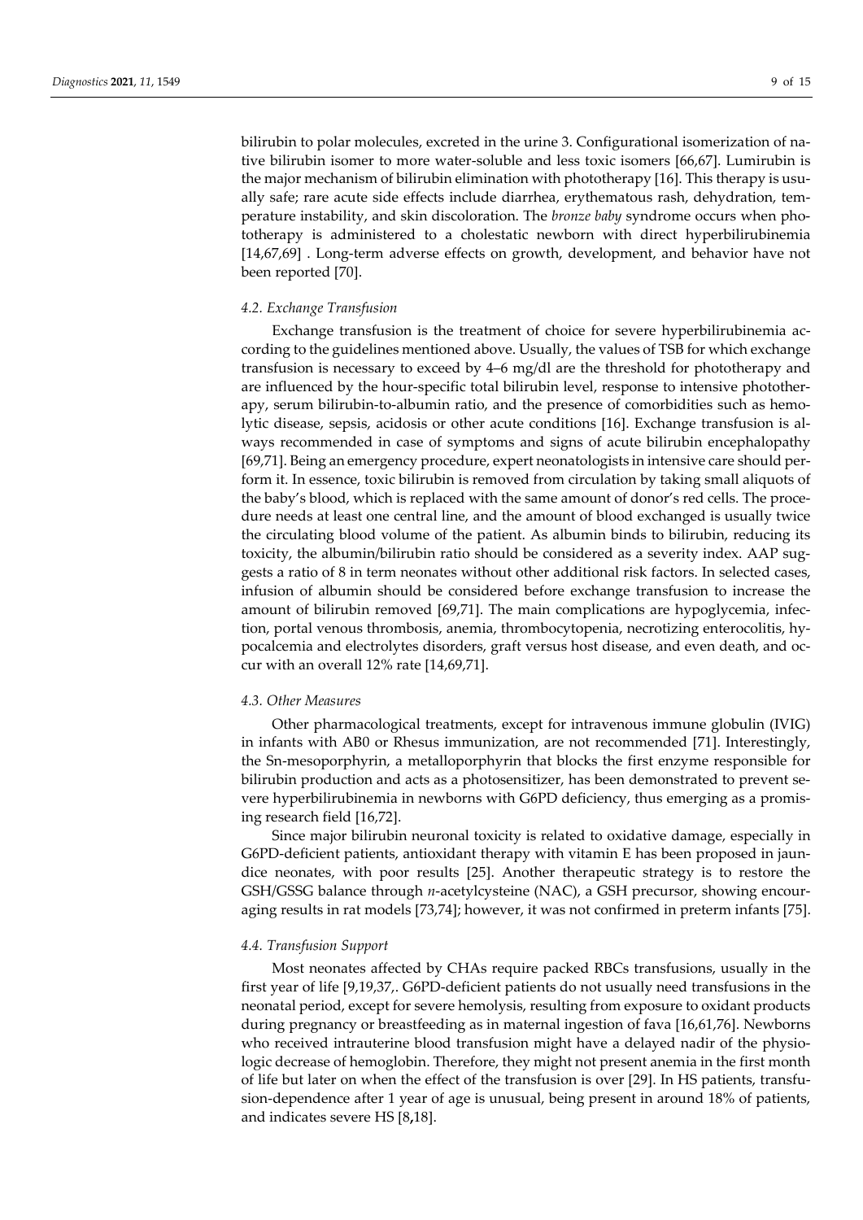bilirubin to polar molecules, excreted in the urine 3. Configurational isomerization of native bilirubin isomer to more water-soluble and less toxic isomers [66,67]. Lumirubin is the major mechanism of bilirubin elimination with phototherapy [16]. This therapy is usually safe; rare acute side effects include diarrhea, erythematous rash, dehydration, temperature instability, and skin discoloration. The *bronze baby* syndrome occurs when phototherapy is administered to a cholestatic newborn with direct hyperbilirubinemia [14,67,69] . Long-term adverse effects on growth, development, and behavior have not been reported [70].

### 4.2. Exchange Transfusion

Exchange transfusion is the treatment of choice for severe hyperbilirubinemia according to the guidelines mentioned above. Usually, the values of TSB for which exchange transfusion is necessary to exceed by 4–6 mg/dl are the threshold for phototherapy and are influenced by the hour-specific total bilirubin level, response to intensive phototherapy, serum bilirubin-to-albumin ratio, and the presence of comorbidities such as hemolytic disease, sepsis, acidosis or other acute conditions [16]. Exchange transfusion is always recommended in case of symptoms and signs of acute bilirubin encephalopathy [69,71]. Being an emergency procedure, expert neonatologists in intensive care should perform it. In essence, toxic bilirubin is removed from circulation by taking small aliquots of the baby's blood, which is replaced with the same amount of donor's red cells. The procedure needs at least one central line, and the amount of blood exchanged is usually twice the circulating blood volume of the patient. As albumin binds to bilirubin, reducing its toxicity, the albumin/bilirubin ratio should be considered as a severity index. AAP suggests a ratio of 8 in term neonates without other additional risk factors. In selected cases, infusion of albumin should be considered before exchange transfusion to increase the amount of bilirubin removed [69,71]. The main complications are hypoglycemia, infection, portal venous thrombosis, anemia, thrombocytopenia, necrotizing enterocolitis, hypocalcemia and electrolytes disorders, graft versus host disease, and even death, and occur with an overall 12% rate [14,69,71].

### 4.3. Other Measures

Other pharmacological treatments, except for intravenous immune globulin (IVIG) in infants with AB0 or Rhesus immunization, are not recommended [71]. Interestingly, the Sn-mesoporphyrin, a metalloporphyrin that blocks the first enzyme responsible for bilirubin production and acts as a photosensitizer, has been demonstrated to prevent severe hyperbilirubinemia in newborns with G6PD deficiency, thus emerging as a promising research field [16,72].

Since major bilirubin neuronal toxicity is related to oxidative damage, especially in G6PD-deficient patients, antioxidant therapy with vitamin E has been proposed in jaundice neonates, with poor results [25]. Another therapeutic strategy is to restore the GSH/GSSG balance through *n*-acetylcysteine (NAC), a GSH precursor, showing encouraging results in rat models [73,74]; however, it was not confirmed in preterm infants [75].

### 4.4. Transfusion Support

Most neonates affected by CHAs require packed RBCs transfusions, usually in the first year of life [9,19,37,. G6PD-deficient patients do not usually need transfusions in the neonatal period, except for severe hemolysis, resulting from exposure to oxidant products during pregnancy or breastfeeding as in maternal ingestion of fava [16,61,76]. Newborns who received intrauterine blood transfusion might have a delayed nadir of the physiologic decrease of hemoglobin. Therefore, they might not present anemia in the first month of life but later on when the effect of the transfusion is over [29]. In HS patients, transfusion-dependence after 1 year of age is unusual, being present in around 18% of patients, and indicates severe HS [8,18].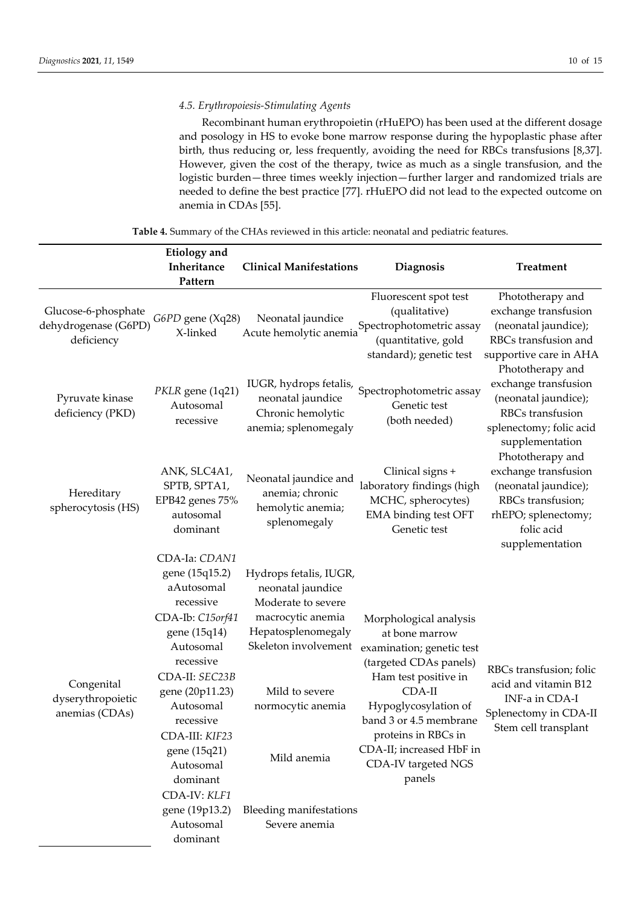### 4.5. Erythropoiesis-Stimulating Agents

Recombinant human erythropoietin (rHuEPO) has been used at the different dosage and posology in HS to evoke bone marrow response during the hypoplastic phase after birth, thus reducing or, less frequently, avoiding the need for RBCs transfusions [8,37]. However, given the cost of the therapy, twice as much as a single transfusion, and the logistic burden—three times weekly injection—further larger and randomized trials are needed to define the best practice [77]. rHuEPO did not lead to the expected outcome on anemia in CDAs [55].

**Table 4.** Summary of the CHAs reviewed in this article: neonatal and pediatric features.

| | Etiology and Inheritance Pattern | Clinical Manifestations | Diagnosis | Treatment |
|---|---|---|---|---|
| Glucose-6-phosphate dehydrogenase (G6PD) deficiency | *G6PD* gene (Xq28) X-linked | Neonatal jaundice Acute hemolytic anemia | Fluorescent spot test (qualitative) Spectrophotometric assay (quantitative, gold standard); genetic test | Phototherapy and exchange transfusion (neonatal jaundice); RBCs transfusion and supportive care in AHA |
| Pyruvate kinase deficiency (PKD) | *PKLR* gene (1q21) Autosomal recessive | IUGR, hydrops fetalis, neonatal jaundice Chronic hemolytic anemia; splenomegaly | Spectrophotometric assay Genetic test (both needed) | Phototherapy and exchange transfusion (neonatal jaundice); RBCs transfusion splenectomy; folic acid supplementation |
| Hereditary spherocytosis (HS) | ANK, SLC4A1, SPTB, SPTA1, EPB42 genes 75% autosomal dominant | Neonatal jaundice and anemia; chronic hemolytic anemia; splenomegaly | Clinical signs + laboratory findings (high MCHC, spherocytes) EMA binding test OFT Genetic test | Phototherapy and exchange transfusion (neonatal jaundice); RBCs transfusion; rhEPO; splenectomy; folic acid supplementation |
| Congenital dyserythropoietic anemias (CDAs) | CDA-Ia: *CDAN1* gene (15q15.2) aAutosomal recessive CDA-Ib: *C15orf41* gene (15q14) Autosomal recessive | Hydrops fetalis, IUGR, neonatal jaundice Moderate to severe macrocytic anemia Hepatosplenomegaly Skeleton involvement | Morphological analysis at bone marrow examination; genetic test (targeted CDAs panels) Ham test positive in CDA-II Hypoglycosylation of band 3 or 4.5 membrane proteins in RBCs in CDA-II; increased HbF in CDA-IV targeted NGS panels | RBCs transfusion; folic acid and vitamin B12 INF-a in CDA-I Splenectomy in CDA-II Stem cell transplant |
| | CDA-II: *SEC23B* gene (20p11.23) Autosomal recessive | Mild to severe normocytic anemia | | |
| | CDA-III: *KIF23* gene (15q21) Autosomal dominant | Mild anemia | | |
| | CDA-IV: *KLF1* gene (19p13.2) Autosomal dominant | Bleeding manifestations Severe anemia | | |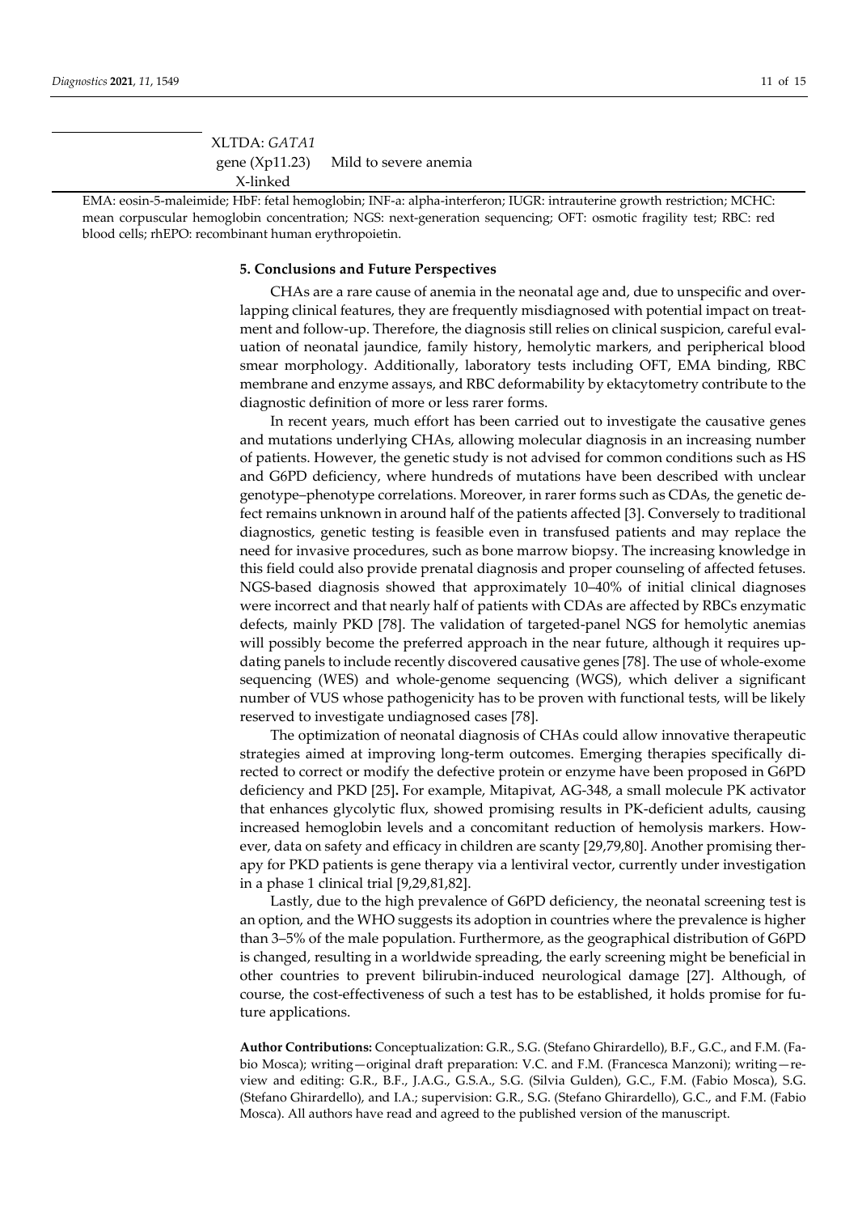| | XLTDA: *GATA1* gene (Xp11.23) X-linked | Mild to severe anemia |
|---|---|---|

EMA: eosin-5-maleimide; HbF: fetal hemoglobin; INF-a: alpha-interferon; IUGR: intrauterine growth restriction; MCHC: mean corpuscular hemoglobin concentration; NGS: next-generation sequencing; OFT: osmotic fragility test; RBC: red blood cells; rhEPO: recombinant human erythropoietin.

## 5. Conclusions and Future Perspectives

CHAs are a rare cause of anemia in the neonatal age and, due to unspecific and overlapping clinical features, they are frequently misdiagnosed with potential impact on treatment and follow-up. Therefore, the diagnosis still relies on clinical suspicion, careful evaluation of neonatal jaundice, family history, hemolytic markers, and peripherical blood smear morphology. Additionally, laboratory tests including OFT, EMA binding, RBC membrane and enzyme assays, and RBC deformability by ektacytometry contribute to the diagnostic definition of more or less rarer forms.

In recent years, much effort has been carried out to investigate the causative genes and mutations underlying CHAs, allowing molecular diagnosis in an increasing number of patients. However, the genetic study is not advised for common conditions such as HS and G6PD deficiency, where hundreds of mutations have been described with unclear genotype–phenotype correlations. Moreover, in rarer forms such as CDAs, the genetic defect remains unknown in around half of the patients affected [3]. Conversely to traditional diagnostics, genetic testing is feasible even in transfused patients and may replace the need for invasive procedures, such as bone marrow biopsy. The increasing knowledge in this field could also provide prenatal diagnosis and proper counseling of affected fetuses. NGS-based diagnosis showed that approximately 10–40% of initial clinical diagnoses were incorrect and that nearly half of patients with CDAs are affected by RBCs enzymatic defects, mainly PKD [78]. The validation of targeted-panel NGS for hemolytic anemias will possibly become the preferred approach in the near future, although it requires updating panels to include recently discovered causative genes [78]. The use of whole-exome sequencing (WES) and whole-genome sequencing (WGS), which deliver a significant number of VUS whose pathogenicity has to be proven with functional tests, will be likely reserved to investigate undiagnosed cases [78].

The optimization of neonatal diagnosis of CHAs could allow innovative therapeutic strategies aimed at improving long-term outcomes. Emerging therapies specifically directed to correct or modify the defective protein or enzyme have been proposed in G6PD deficiency and PKD [25]**.** For example, Mitapivat, AG-348, a small molecule PK activator that enhances glycolytic flux, showed promising results in PK-deficient adults, causing increased hemoglobin levels and a concomitant reduction of hemolysis markers. However, data on safety and efficacy in children are scanty [29,79,80]. Another promising therapy for PKD patients is gene therapy via a lentiviral vector, currently under investigation in a phase 1 clinical trial [9,29,81,82].

Lastly, due to the high prevalence of G6PD deficiency, the neonatal screening test is an option, and the WHO suggests its adoption in countries where the prevalence is higher than 3–5% of the male population. Furthermore, as the geographical distribution of G6PD is changed, resulting in a worldwide spreading, the early screening might be beneficial in other countries to prevent bilirubin-induced neurological damage [27]. Although, of course, the cost-effectiveness of such a test has to be established, it holds promise for future applications.

**Author Contributions:** Conceptualization: G.R., S.G. (Stefano Ghirardello), B.F., G.C., and F.M. (Fabio Mosca); writing—original draft preparation: V.C. and F.M. (Francesca Manzoni); writing—review and editing: G.R., B.F., J.A.G., G.S.A., S.G. (Silvia Gulden), G.C., F.M. (Fabio Mosca), S.G. (Stefano Ghirardello), and I.A.; supervision: G.R., S.G. (Stefano Ghirardello), G.C., and F.M. (Fabio Mosca). All authors have read and agreed to the published version of the manuscript.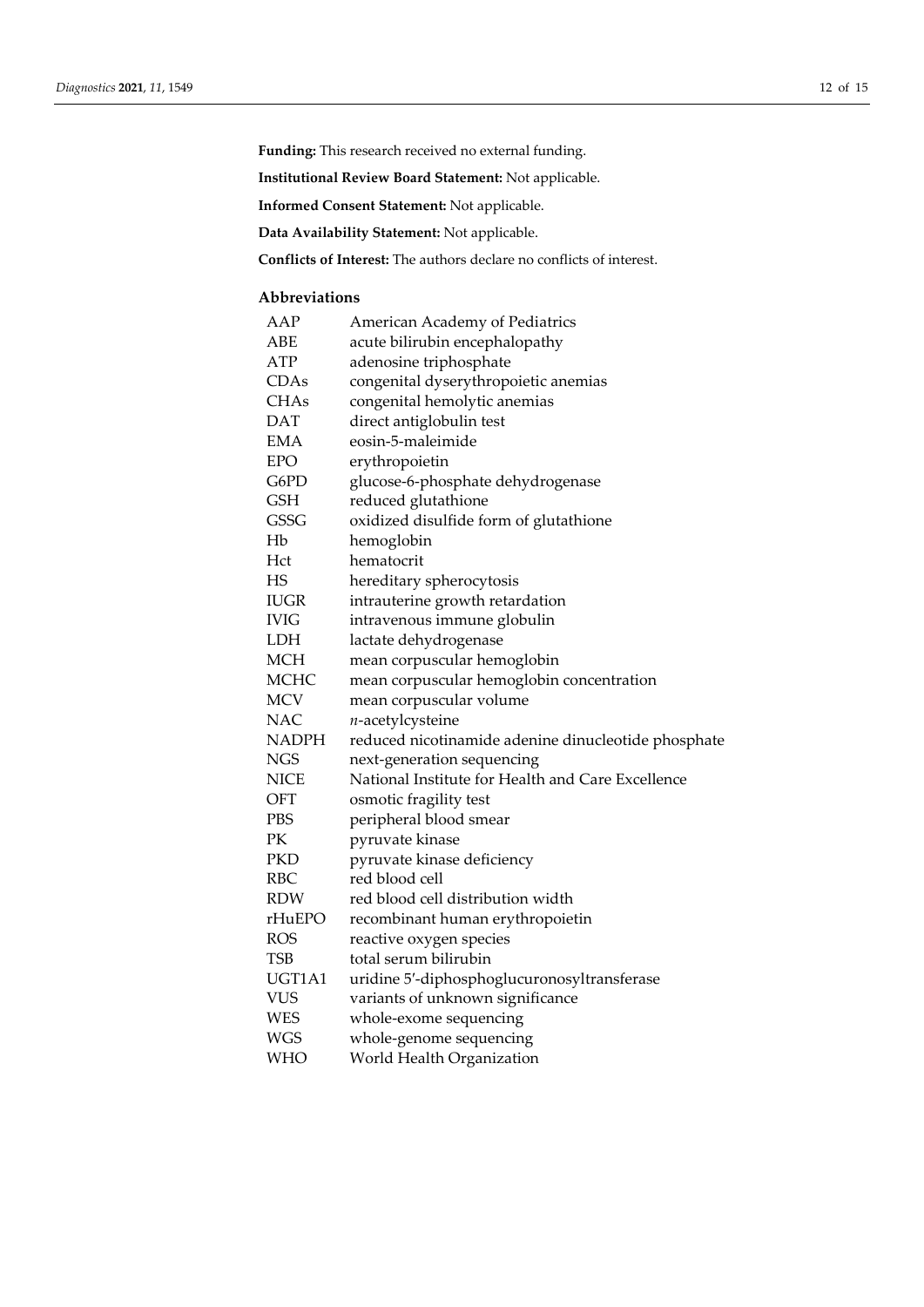**Funding:** This research received no external funding.

**Institutional Review Board Statement:** Not applicable.

**Informed Consent Statement:** Not applicable.

**Data Availability Statement:** Not applicable.

**Conflicts of Interest:** The authors declare no conflicts of interest.

## Abbreviations

| | |
|---|---|
| AAP | American Academy of Pediatrics |
| ABE | acute bilirubin encephalopathy |
| ATP | adenosine triphosphate |
| CDAs | congenital dyserythropoietic anemias |
| CHAs | congenital hemolytic anemias |
| DAT | direct antiglobulin test |
| EMA | eosin-5-maleimide |
| EPO | erythropoietin |
| G6PD | glucose-6-phosphate dehydrogenase |
| GSH | reduced glutathione |
| GSSG | oxidized disulfide form of glutathione |
| Hb | hemoglobin |
| Hct | hematocrit |
| HS | hereditary spherocytosis |
| IUGR | intrauterine growth retardation |
| IVIG | intravenous immune globulin |
| LDH | lactate dehydrogenase |
| MCH | mean corpuscular hemoglobin |
| MCHC | mean corpuscular hemoglobin concentration |
| MCV | mean corpuscular volume |
| NAC | *n*-acetylcysteine |
| NADPH | reduced nicotinamide adenine dinucleotide phosphate |
| NGS | next-generation sequencing |
| NICE | National Institute for Health and Care Excellence |
| OFT | osmotic fragility test |
| PBS | peripheral blood smear |
| PK | pyruvate kinase |
| PKD | pyruvate kinase deficiency |
| RBC | red blood cell |
| RDW | red blood cell distribution width |
| rHuEPO | recombinant human erythropoietin |
| ROS | reactive oxygen species |
| TSB | total serum bilirubin |
| UGT1A1 | uridine 5′-diphosphoglucuronosyltransferase |
| VUS | variants of unknown significance |
| WES | whole-exome sequencing |
| WGS | whole-genome sequencing |
| WHO | World Health Organization |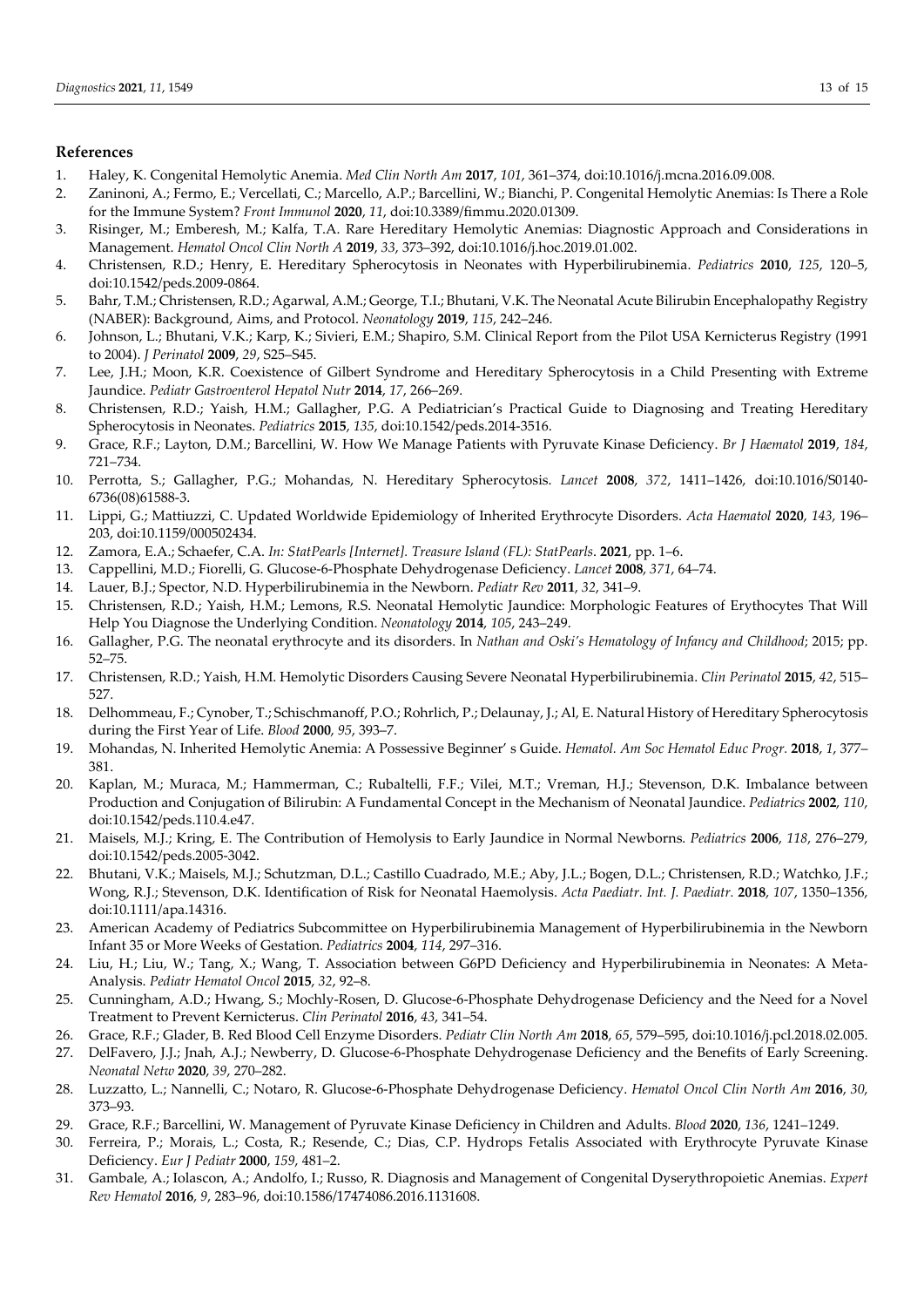## References

1. Haley, K. Congenital Hemolytic Anemia. *Med Clin North Am* **2017**, *101*, 361–374, doi:10.1016/j.mcna.2016.09.008.
2. Zaninoni, A.; Fermo, E.; Vercellati, C.; Marcello, A.P.; Barcellini, W.; Bianchi, P. Congenital Hemolytic Anemias: Is There a Role for the Immune System? *Front Immunol* **2020**, *11*, doi:10.3389/fimmu.2020.01309.
3. Risinger, M.; Emberesh, M.; Kalfa, T.A. Rare Hereditary Hemolytic Anemias: Diagnostic Approach and Considerations in Management. *Hematol Oncol Clin North A* **2019**, *33*, 373–392, doi:10.1016/j.hoc.2019.01.002.
4. Christensen, R.D.; Henry, E. Hereditary Spherocytosis in Neonates with Hyperbilirubinemia. *Pediatrics* **2010**, *125*, 120–5, doi:10.1542/peds.2009-0864.
5. Bahr, T.M.; Christensen, R.D.; Agarwal, A.M.; George, T.I.; Bhutani, V.K. The Neonatal Acute Bilirubin Encephalopathy Registry (NABER): Background, Aims, and Protocol. *Neonatology* **2019**, *115*, 242–246.
6. Johnson, L.; Bhutani, V.K.; Karp, K.; Sivieri, E.M.; Shapiro, S.M. Clinical Report from the Pilot USA Kernicterus Registry (1991 to 2004). *J Perinatol* **2009**, *29*, S25–S45.
7. Lee, J.H.; Moon, K.R. Coexistence of Gilbert Syndrome and Hereditary Spherocytosis in a Child Presenting with Extreme Jaundice. *Pediatr Gastroenterol Hepatol Nutr* **2014**, *17*, 266–269.
8. Christensen, R.D.; Yaish, H.M.; Gallagher, P.G. A Pediatrician's Practical Guide to Diagnosing and Treating Hereditary Spherocytosis in Neonates. *Pediatrics* **2015**, *135*, doi:10.1542/peds.2014-3516.
9. Grace, R.F.; Layton, D.M.; Barcellini, W. How We Manage Patients with Pyruvate Kinase Deficiency. *Br J Haematol* **2019**, *184*, 721–734.
10. Perrotta, S.; Gallagher, P.G.; Mohandas, N. Hereditary Spherocytosis. *Lancet* **2008**, *372*, 1411–1426, doi:10.1016/S0140-6736(08)61588-3.
11. Lippi, G.; Mattiuzzi, C. Updated Worldwide Epidemiology of Inherited Erythrocyte Disorders. *Acta Haematol* **2020**, *143*, 196–203, doi:10.1159/000502434.
12. Zamora, E.A.; Schaefer, C.A. *In: StatPearls [Internet]. Treasure Island (FL): StatPearls*. **2021**, pp. 1–6.
13. Cappellini, M.D.; Fiorelli, G. Glucose-6-Phosphate Dehydrogenase Deficiency. *Lancet* **2008**, *371*, 64–74.
14. Lauer, B.J.; Spector, N.D. Hyperbilirubinemia in the Newborn. *Pediatr Rev* **2011**, *32*, 341–9.
15. Christensen, R.D.; Yaish, H.M.; Lemons, R.S. Neonatal Hemolytic Jaundice: Morphologic Features of Erythrocytes That Will Help You Diagnose the Underlying Condition. *Neonatology* **2014**, *105*, 243–249.
16. Gallagher, P.G. The neonatal erythrocyte and its disorders. In *Nathan and Oski's Hematology of Infancy and Childhood*; 2015; pp. 52–75.
17. Christensen, R.D.; Yaish, H.M. Hemolytic Disorders Causing Severe Neonatal Hyperbilirubinemia. *Clin Perinatol* **2015**, *42*, 515–527.
18. Delhommeau, F.; Cynober, T.; Schischmanoff, P.O.; Rohrlich, P.; Delaunay, J.; Al, E. Natural History of Hereditary Spherocytosis during the First Year of Life. *Blood* **2000**, *95*, 393–7.
19. Mohandas, N. Inherited Hemolytic Anemia: A Possessive Beginner' s Guide. *Hematol. Am Soc Hematol Educ Progr.* **2018**, *1*, 377–381.
20. Kaplan, M.; Muraca, M.; Hammerman, C.; Rubaltelli, F.F.; Vilei, M.T.; Vreman, H.J.; Stevenson, D.K. Imbalance between Production and Conjugation of Bilirubin: A Fundamental Concept in the Mechanism of Neonatal Jaundice. *Pediatrics* **2002**, *110*, doi:10.1542/peds.110.4.e47.
21. Maisels, M.J.; Kring, E. The Contribution of Hemolysis to Early Jaundice in Normal Newborns. *Pediatrics* **2006**, *118*, 276–279, doi:10.1542/peds.2005-3042.
22. Bhutani, V.K.; Maisels, M.J.; Schutzman, D.L.; Castillo Cuadrado, M.E.; Aby, J.L.; Bogen, D.L.; Christensen, R.D.; Watchko, J.F.; Wong, R.J.; Stevenson, D.K. Identification of Risk for Neonatal Haemolysis. *Acta Paediatr. Int. J. Paediatr.* **2018**, *107*, 1350–1356, doi:10.1111/apa.14316.
23. American Academy of Pediatrics Subcommittee on Hyperbilirubinemia Management of Hyperbilirubinemia in the Newborn Infant 35 or More Weeks of Gestation. *Pediatrics* **2004**, *114*, 297–316.
24. Liu, H.; Liu, W.; Tang, X.; Wang, T. Association between G6PD Deficiency and Hyperbilirubinemia in Neonates: A Meta-Analysis. *Pediatr Hematol Oncol* **2015**, *32*, 92–8.
25. Cunningham, A.D.; Hwang, S.; Mochly-Rosen, D. Glucose-6-Phosphate Dehydrogenase Deficiency and the Need for a Novel Treatment to Prevent Kernicterus. *Clin Perinatol* **2016**, *43*, 341–54.
26. Grace, R.F.; Glader, B. Red Blood Cell Enzyme Disorders. *Pediatr Clin North Am* **2018**, *65*, 579–595, doi:10.1016/j.pcl.2018.02.005.
27. DelFavero, J.J.; Jnah, A.J.; Newberry, D. Glucose-6-Phosphate Dehydrogenase Deficiency and the Benefits of Early Screening. *Neonatal Netw* **2020**, *39*, 270–282.
28. Luzzatto, L.; Nannelli, C.; Notaro, R. Glucose-6-Phosphate Dehydrogenase Deficiency. *Hematol Oncol Clin North Am* **2016**, *30*, 373–93.
29. Grace, R.F.; Barcellini, W. Management of Pyruvate Kinase Deficiency in Children and Adults. *Blood* **2020**, *136*, 1241–1249.
30. Ferreira, P.; Morais, L.; Costa, R.; Resende, C.; Dias, C.P. Hydrops Fetalis Associated with Erythrocyte Pyruvate Kinase Deficiency. *Eur J Pediatr* **2000**, *159*, 481–2.
31. Gambale, A.; Iolascon, A.; Andolfo, I.; Russo, R. Diagnosis and Management of Congenital Dyserythropoietic Anemias. *Expert Rev Hematol* **2016**, *9*, 283–96, doi:10.1586/17474086.2016.1131608.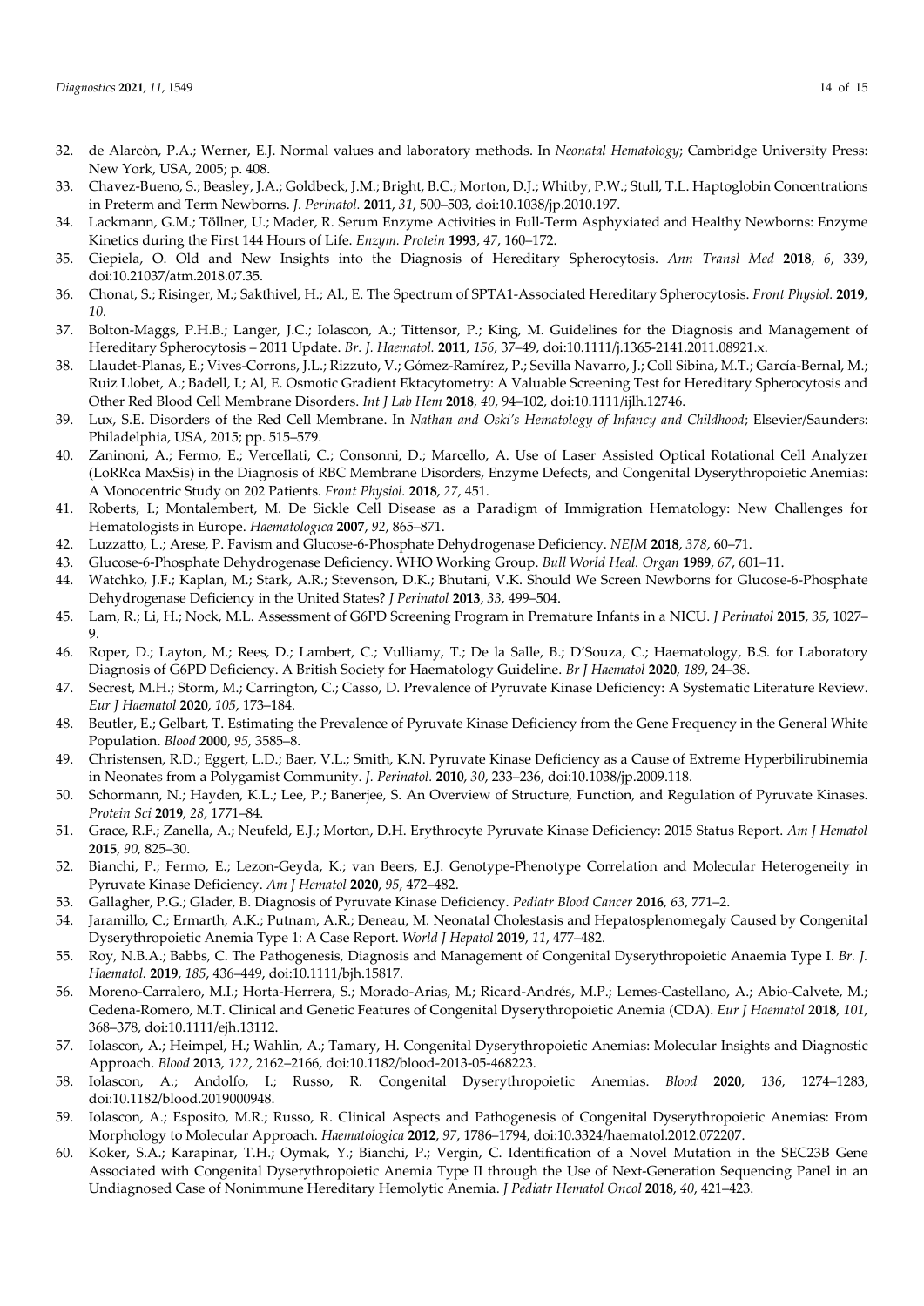32. de Alarcòn, P.A.; Werner, E.J. Normal values and laboratory methods. In *Neonatal Hematology*; Cambridge University Press: New York, USA, 2005; p. 408.
33. Chavez-Bueno, S.; Beasley, J.A.; Goldbeck, J.M.; Bright, B.C.; Morton, D.J.; Whitby, P.W.; Stull, T.L. Haptoglobin Concentrations in Preterm and Term Newborns. *J. Perinatol.* **2011**, *31*, 500–503, doi:10.1038/jp.2010.197.
34. Lackmann, G.M.; Töllner, U.; Mader, R. Serum Enzyme Activities in Full-Term Asphyxiated and Healthy Newborns: Enzyme Kinetics during the First 144 Hours of Life. *Enzym. Protein* **1993**, *47*, 160–172.
35. Ciepiela, O. Old and New Insights into the Diagnosis of Hereditary Spherocytosis. *Ann Transl Med* **2018**, *6*, 339, doi:10.21037/atm.2018.07.35.
36. Chonat, S.; Risinger, M.; Sakthivel, H.; Al., E. The Spectrum of SPTA1-Associated Hereditary Spherocytosis. *Front Physiol.* **2019**, *10*.
37. Bolton-Maggs, P.H.B.; Langer, J.C.; Iolascon, A.; Tittensor, P.; King, M. Guidelines for the Diagnosis and Management of Hereditary Spherocytosis – 2011 Update. *Br. J. Haematol.* **2011**, *156*, 37–49, doi:10.1111/j.1365-2141.2011.08921.x.
38. Llaudet-Planas, E.; Vives-Corrons, J.L.; Rizzuto, V.; Gómez-Ramírez, P.; Sevilla Navarro, J.; Coll Sibina, M.T.; García-Bernal, M.; Ruiz Llobet, A.; Badell, I.; Al, E. Osmotic Gradient Ektacytometry: A Valuable Screening Test for Hereditary Spherocytosis and Other Red Blood Cell Membrane Disorders. *Int J Lab Hem* **2018**, *40*, 94–102, doi:10.1111/ijlh.12746.
39. Lux, S.E. Disorders of the Red Cell Membrane. In *Nathan and Oski's Hematology of Infancy and Childhood*; Elsevier/Saunders: Philadelphia, USA, 2015; pp. 515–579.
40. Zaninoni, A.; Fermo, E.; Vercellati, C.; Consonni, D.; Marcello, A. Use of Laser Assisted Optical Rotational Cell Analyzer (LoRRca MaxSis) in the Diagnosis of RBC Membrane Disorders, Enzyme Defects, and Congenital Dyserythropoietic Anemias: A Monocentric Study on 202 Patients. *Front Physiol.* **2018**, *27*, 451.
41. Roberts, I.; Montalembert, M. De Sickle Cell Disease as a Paradigm of Immigration Hematology: New Challenges for Hematologists in Europe. *Haematologica* **2007**, *92*, 865–871.
42. Luzzatto, L.; Arese, P. Favism and Glucose-6-Phosphate Dehydrogenase Deficiency. *NEJM* **2018**, *378*, 60–71.
43. Glucose-6-Phosphate Dehydrogenase Deficiency. WHO Working Group. *Bull World Heal. Organ* **1989**, *67*, 601–11.
44. Watchko, J.F.; Kaplan, M.; Stark, A.R.; Stevenson, D.K.; Bhutani, V.K. Should We Screen Newborns for Glucose-6-Phosphate Dehydrogenase Deficiency in the United States? *J Perinatol* **2013**, *33*, 499–504.
45. Lam, R.; Li, H.; Nock, M.L. Assessment of G6PD Screening Program in Premature Infants in a NICU. *J Perinatol* **2015**, *35*, 1027–9.
46. Roper, D.; Layton, M.; Rees, D.; Lambert, C.; Vulliamy, T.; De la Salle, B.; D'Souza, C.; Haematology, B.S. for Laboratory Diagnosis of G6PD Deficiency. A British Society for Haematology Guideline. *Br J Haematol* **2020**, *189*, 24–38.
47. Secrest, M.H.; Storm, M.; Carrington, C.; Casso, D. Prevalence of Pyruvate Kinase Deficiency: A Systematic Literature Review. *Eur J Haematol* **2020**, *105*, 173–184.
48. Beutler, E.; Gelbart, T. Estimating the Prevalence of Pyruvate Kinase Deficiency from the Gene Frequency in the General White Population. *Blood* **2000**, *95*, 3585–8.
49. Christensen, R.D.; Eggert, L.D.; Baer, V.L.; Smith, K.N. Pyruvate Kinase Deficiency as a Cause of Extreme Hyperbilirubinemia in Neonates from a Polygamist Community. *J. Perinatol.* **2010**, *30*, 233–236, doi:10.1038/jp.2009.118.
50. Schormann, N.; Hayden, K.L.; Lee, P.; Banerjee, S. An Overview of Structure, Function, and Regulation of Pyruvate Kinases. *Protein Sci* **2019**, *28*, 1771–84.
51. Grace, R.F.; Zanella, A.; Neufeld, E.J.; Morton, D.H. Erythrocyte Pyruvate Kinase Deficiency: 2015 Status Report. *Am J Hematol* **2015**, *90*, 825–30.
52. Bianchi, P.; Fermo, E.; Lezon-Geyda, K.; van Beers, E.J. Genotype-Phenotype Correlation and Molecular Heterogeneity in Pyruvate Kinase Deficiency. *Am J Hematol* **2020**, *95*, 472–482.
53. Gallagher, P.G.; Glader, B. Diagnosis of Pyruvate Kinase Deficiency. *Pediatr Blood Cancer* **2016**, *63*, 771–2.
54. Jaramillo, C.; Ermarth, A.K.; Putnam, A.R.; Deneau, M. Neonatal Cholestasis and Hepatosplenomegaly Caused by Congenital Dyserythropoietic Anemia Type 1: A Case Report. *World J Hepatol* **2019**, *11*, 477–482.
55. Roy, N.B.A.; Babbs, C. The Pathogenesis, Diagnosis and Management of Congenital Dyserythropoietic Anaemia Type I. *Br. J. Haematol.* **2019**, *185*, 436–449, doi:10.1111/bjh.15817.
56. Moreno-Carralero, M.I.; Horta-Herrera, S.; Morado-Arias, M.; Ricard-Andrés, M.P.; Lemes-Castellano, A.; Abio-Calvete, M.; Cedena-Romero, M.T. Clinical and Genetic Features of Congenital Dyserythropoietic Anemia (CDA). *Eur J Haematol* **2018**, *101*, 368–378, doi:10.1111/ejh.13112.
57. Iolascon, A.; Heimpel, H.; Wahlin, A.; Tamary, H. Congenital Dyserythropoietic Anemias: Molecular Insights and Diagnostic Approach. *Blood* **2013**, *122*, 2162–2166, doi:10.1182/blood-2013-05-468223.
58. Iolascon, A.; Andolfo, I.; Russo, R. Congenital Dyserythropoietic Anemias. *Blood* **2020**, *136*, 1274–1283, doi:10.1182/blood.2019000948.
59. Iolascon, A.; Esposito, M.R.; Russo, R. Clinical Aspects and Pathogenesis of Congenital Dyserythropoietic Anemias: From Morphology to Molecular Approach. *Haematologica* **2012**, *97*, 1786–1794, doi:10.3324/haematol.2012.072207.
60. Koker, S.A.; Karapinar, T.H.; Oymak, Y.; Bianchi, P.; Vergin, C. Identification of a Novel Mutation in the SEC23B Gene Associated with Congenital Dyserythropoietic Anemia Type II through the Use of Next-Generation Sequencing Panel in an Undiagnosed Case of Nonimmune Hereditary Hemolytic Anemia. *J Pediatr Hematol Oncol* **2018**, *40*, 421–423.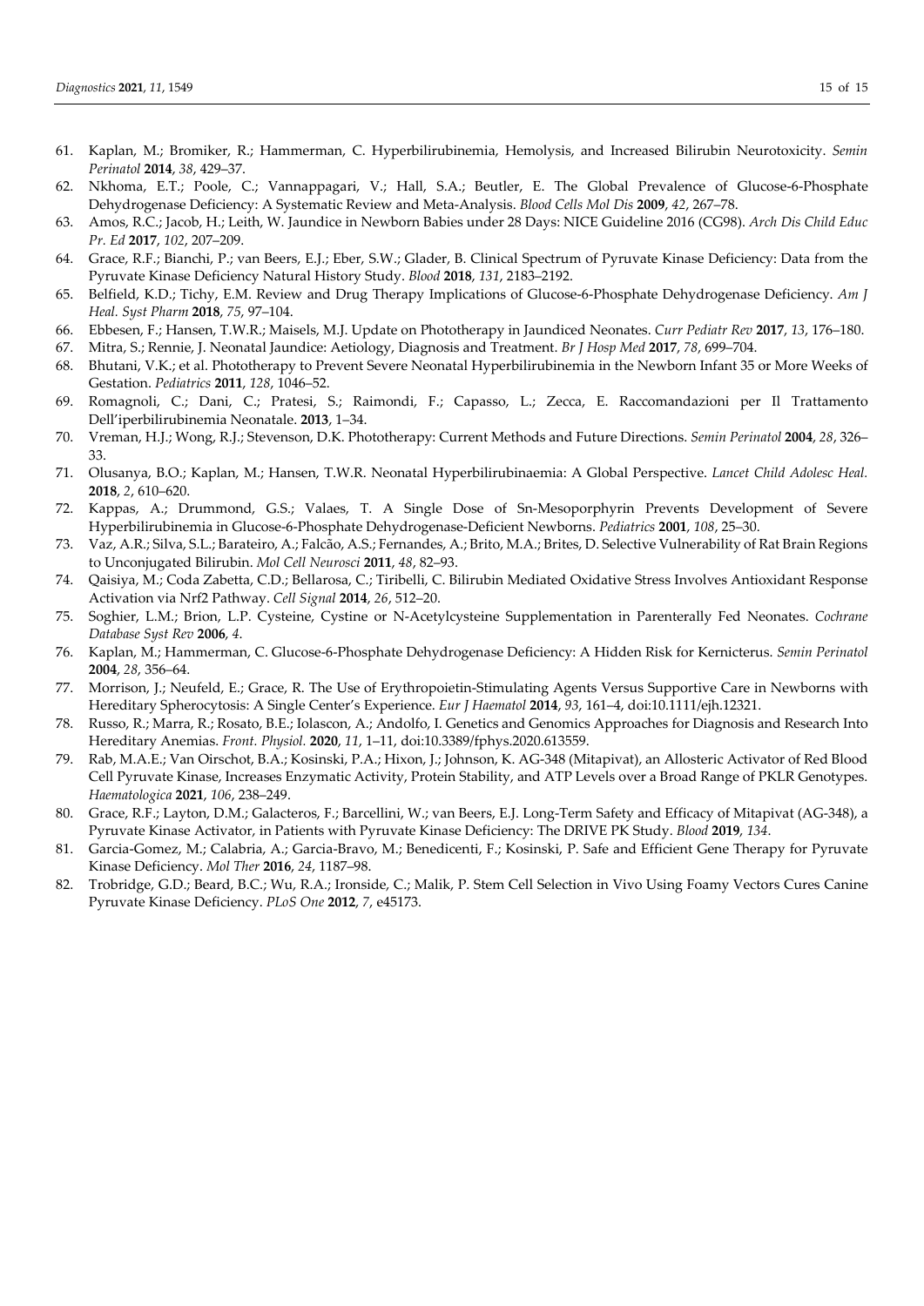61. Kaplan, M.; Bromiker, R.; Hammerman, C. Hyperbilirubinemia, Hemolysis, and Increased Bilirubin Neurotoxicity. *Semin Perinatol* **2014**, *38*, 429–37.
62. Nkhoma, E.T.; Poole, C.; Vannappagari, V.; Hall, S.A.; Beutler, E. The Global Prevalence of Glucose-6-Phosphate Dehydrogenase Deficiency: A Systematic Review and Meta-Analysis. *Blood Cells Mol Dis* **2009**, *42*, 267–78.
63. Amos, R.C.; Jacob, H.; Leith, W. Jaundice in Newborn Babies under 28 Days: NICE Guideline 2016 (CG98). *Arch Dis Child Educ Pr. Ed* **2017**, *102*, 207–209.
64. Grace, R.F.; Bianchi, P.; van Beers, E.J.; Eber, S.W.; Glader, B. Clinical Spectrum of Pyruvate Kinase Deficiency: Data from the Pyruvate Kinase Deficiency Natural History Study. *Blood* **2018**, *131*, 2183–2192.
65. Belfield, K.D.; Tichy, E.M. Review and Drug Therapy Implications of Glucose-6-Phosphate Dehydrogenase Deficiency. *Am J Heal. Syst Pharm* **2018**, *75*, 97–104.
66. Ebbesen, F.; Hansen, T.W.R.; Maisels, M.J. Update on Phototherapy in Jaundiced Neonates. *Curr Pediatr Rev* **2017**, *13*, 176–180.
67. Mitra, S.; Rennie, J. Neonatal Jaundice: Aetiology, Diagnosis and Treatment. *Br J Hosp Med* **2017**, *78*, 699–704.
68. Bhutani, V.K.; et al. Phototherapy to Prevent Severe Neonatal Hyperbilirubinemia in the Newborn Infant 35 or More Weeks of Gestation. *Pediatrics* **2011**, *128*, 1046–52.
69. Romagnoli, C.; Dani, C.; Pratesi, S.; Raimondi, F.; Capasso, L.; Zecca, E. Raccomandazioni per Il Trattamento Dell'iperbilirubinemia Neonatale. **2013**, 1–34.
70. Vreman, H.J.; Wong, R.J.; Stevenson, D.K. Phototherapy: Current Methods and Future Directions. *Semin Perinatol* **2004**, *28*, 326–33.
71. Olusanya, B.O.; Kaplan, M.; Hansen, T.W.R. Neonatal Hyperbilirubinaemia: A Global Perspective. *Lancet Child Adolesc Heal.* **2018**, *2*, 610–620.
72. Kappas, A.; Drummond, G.S.; Valaes, T. A Single Dose of Sn-Mesoporphyrin Prevents Development of Severe Hyperbilirubinemia in Glucose-6-Phosphate Dehydrogenase-Deficient Newborns. *Pediatrics* **2001**, *108*, 25–30.
73. Vaz, A.R.; Silva, S.L.; Barateiro, A.; Falcão, A.S.; Fernandes, A.; Brito, M.A.; Brites, D. Selective Vulnerability of Rat Brain Regions to Unconjugated Bilirubin. *Mol Cell Neurosci* **2011**, *48*, 82–93.
74. Qaisiya, M.; Coda Zabetta, C.D.; Bellarosa, C.; Tiribelli, C. Bilirubin Mediated Oxidative Stress Involves Antioxidant Response Activation via Nrf2 Pathway. *Cell Signal* **2014**, *26*, 512–20.
75. Soghier, L.M.; Brion, L.P. Cysteine, Cystine or N-Acetylcysteine Supplementation in Parenterally Fed Neonates. *Cochrane Database Syst Rev* **2006**, *4*.
76. Kaplan, M.; Hammerman, C. Glucose-6-Phosphate Dehydrogenase Deficiency: A Hidden Risk for Kernicterus. *Semin Perinatol* **2004**, *28*, 356–64.
77. Morrison, J.; Neufeld, E.; Grace, R. The Use of Erythropoietin-Stimulating Agents Versus Supportive Care in Newborns with Hereditary Spherocytosis: A Single Center's Experience. *Eur J Haematol* **2014**, *93*, 161–4, doi:10.1111/ejh.12321.
78. Russo, R.; Marra, R.; Rosato, B.E.; Iolascon, A.; Andolfo, I. Genetics and Genomics Approaches for Diagnosis and Research Into Hereditary Anemias. *Front. Physiol.* **2020**, *11*, 1–11, doi:10.3389/fphys.2020.613559.
79. Rab, M.A.E.; Van Oirschot, B.A.; Kosinski, P.A.; Hixon, J.; Johnson, K. AG-348 (Mitapivat), an Allosteric Activator of Red Blood Cell Pyruvate Kinase, Increases Enzymatic Activity, Protein Stability, and ATP Levels over a Broad Range of PKLR Genotypes. *Haematologica* **2021**, *106*, 238–249.
80. Grace, R.F.; Layton, D.M.; Galacteros, F.; Barcellini, W.; van Beers, E.J. Long-Term Safety and Efficacy of Mitapivat (AG-348), a Pyruvate Kinase Activator, in Patients with Pyruvate Kinase Deficiency: The DRIVE PK Study. *Blood* **2019**, *134*.
81. Garcia-Gomez, M.; Calabria, A.; Garcia-Bravo, M.; Benedicenti, F.; Kosinski, P. Safe and Efficient Gene Therapy for Pyruvate Kinase Deficiency. *Mol Ther* **2016**, *24*, 1187–98.
82. Trobridge, G.D.; Beard, B.C.; Wu, R.A.; Ironside, C.; Malik, P. Stem Cell Selection in Vivo Using Foamy Vectors Cures Canine Pyruvate Kinase Deficiency. *PLoS One* **2012**, *7*, e45173.